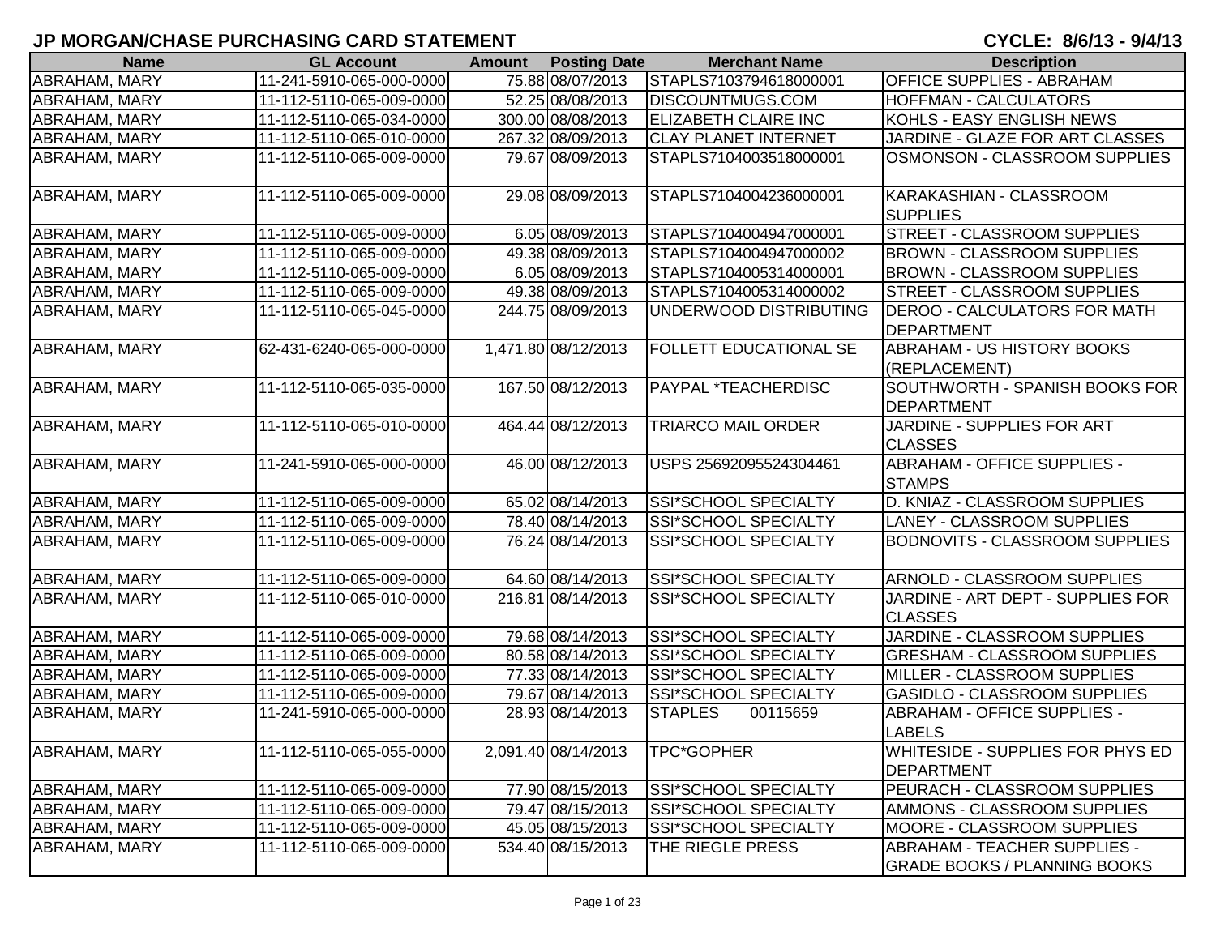# JP MORGAN/CHASE PURCHASING CARD STATEMENT

**CYCLE: 8/6/13 - 9/4/13**

| Name | GL Account | Amount | Posting Date | Merchant Name | Description |
|---|---|---|---|---|---|
| ABRAHAM, MARY | 11-241-5910-065-000-0000 | 75.88 | 08/07/2013 | STAPLS7103794618000001 | OFFICE SUPPLIES - ABRAHAM |
| ABRAHAM, MARY | 11-112-5110-065-009-0000 | 52.25 | 08/08/2013 | DISCOUNTMUGS.COM | HOFFMAN - CALCULATORS |
| ABRAHAM, MARY | 11-112-5110-065-034-0000 | 300.00 | 08/08/2013 | ELIZABETH CLAIRE INC | KOHLS - EASY ENGLISH NEWS |
| ABRAHAM, MARY | 11-112-5110-065-010-0000 | 267.32 | 08/09/2013 | CLAY PLANET INTERNET | JARDINE - GLAZE FOR ART CLASSES |
| ABRAHAM, MARY | 11-112-5110-065-009-0000 | 79.67 | 08/09/2013 | STAPLS7104003518000001 | OSMONSON - CLASSROOM SUPPLIES |
| ABRAHAM, MARY | 11-112-5110-065-009-0000 | 29.08 | 08/09/2013 | STAPLS7104004236000001 | KARAKASHIAN - CLASSROOM SUPPLIES |
| ABRAHAM, MARY | 11-112-5110-065-009-0000 | 6.05 | 08/09/2013 | STAPLS7104004947000001 | STREET - CLASSROOM SUPPLIES |
| ABRAHAM, MARY | 11-112-5110-065-009-0000 | 49.38 | 08/09/2013 | STAPLS7104004947000002 | BROWN - CLASSROOM SUPPLIES |
| ABRAHAM, MARY | 11-112-5110-065-009-0000 | 6.05 | 08/09/2013 | STAPLS7104005314000001 | BROWN - CLASSROOM SUPPLIES |
| ABRAHAM, MARY | 11-112-5110-065-009-0000 | 49.38 | 08/09/2013 | STAPLS7104005314000002 | STREET - CLASSROOM SUPPLIES |
| ABRAHAM, MARY | 11-112-5110-065-045-0000 | 244.75 | 08/09/2013 | UNDERWOOD DISTRIBUTING | DEROO - CALCULATORS FOR MATH DEPARTMENT |
| ABRAHAM, MARY | 62-431-6240-065-000-0000 | 1,471.80 | 08/12/2013 | FOLLETT EDUCATIONAL SE | ABRAHAM - US HISTORY BOOKS (REPLACEMENT) |
| ABRAHAM, MARY | 11-112-5110-065-035-0000 | 167.50 | 08/12/2013 | PAYPAL *TEACHERDISC | SOUTHWORTH - SPANISH BOOKS FOR DEPARTMENT |
| ABRAHAM, MARY | 11-112-5110-065-010-0000 | 464.44 | 08/12/2013 | TRIARCO MAIL ORDER | JARDINE - SUPPLIES FOR ART CLASSES |
| ABRAHAM, MARY | 11-241-5910-065-000-0000 | 46.00 | 08/12/2013 | USPS 25692095524304461 | ABRAHAM - OFFICE SUPPLIES - STAMPS |
| ABRAHAM, MARY | 11-112-5110-065-009-0000 | 65.02 | 08/14/2013 | SSI*SCHOOL SPECIALTY | D. KNIAZ - CLASSROOM SUPPLIES |
| ABRAHAM, MARY | 11-112-5110-065-009-0000 | 78.40 | 08/14/2013 | SSI*SCHOOL SPECIALTY | LANEY - CLASSROOM SUPPLIES |
| ABRAHAM, MARY | 11-112-5110-065-009-0000 | 76.24 | 08/14/2013 | SSI*SCHOOL SPECIALTY | BODNOVITS - CLASSROOM SUPPLIES |
| ABRAHAM, MARY | 11-112-5110-065-009-0000 | 64.60 | 08/14/2013 | SSI*SCHOOL SPECIALTY | ARNOLD - CLASSROOM SUPPLIES |
| ABRAHAM, MARY | 11-112-5110-065-010-0000 | 216.81 | 08/14/2013 | SSI*SCHOOL SPECIALTY | JARDINE - ART DEPT - SUPPLIES FOR CLASSES |
| ABRAHAM, MARY | 11-112-5110-065-009-0000 | 79.68 | 08/14/2013 | SSI*SCHOOL SPECIALTY | JARDINE - CLASSROOM SUPPLIES |
| ABRAHAM, MARY | 11-112-5110-065-009-0000 | 80.58 | 08/14/2013 | SSI*SCHOOL SPECIALTY | GRESHAM - CLASSROOM SUPPLIES |
| ABRAHAM, MARY | 11-112-5110-065-009-0000 | 77.33 | 08/14/2013 | SSI*SCHOOL SPECIALTY | MILLER - CLASSROOM SUPPLIES |
| ABRAHAM, MARY | 11-112-5110-065-009-0000 | 79.67 | 08/14/2013 | SSI*SCHOOL SPECIALTY | GASIDLO - CLASSROOM SUPPLIES |
| ABRAHAM, MARY | 11-241-5910-065-000-0000 | 28.93 | 08/14/2013 | STAPLES 00115659 | ABRAHAM - OFFICE SUPPLIES - LABELS |
| ABRAHAM, MARY | 11-112-5110-065-055-0000 | 2,091.40 | 08/14/2013 | TPC*GOPHER | WHITESIDE - SUPPLIES FOR PHYS ED DEPARTMENT |
| ABRAHAM, MARY | 11-112-5110-065-009-0000 | 77.90 | 08/15/2013 | SSI*SCHOOL SPECIALTY | PEURACH - CLASSROOM SUPPLIES |
| ABRAHAM, MARY | 11-112-5110-065-009-0000 | 79.47 | 08/15/2013 | SSI*SCHOOL SPECIALTY | AMMONS - CLASSROOM SUPPLIES |
| ABRAHAM, MARY | 11-112-5110-065-009-0000 | 45.05 | 08/15/2013 | SSI*SCHOOL SPECIALTY | MOORE - CLASSROOM SUPPLIES |
| ABRAHAM, MARY | 11-112-5110-065-009-0000 | 534.40 | 08/15/2013 | THE RIEGLE PRESS | ABRAHAM - TEACHER SUPPLIES - GRADE BOOKS / PLANNING BOOKS |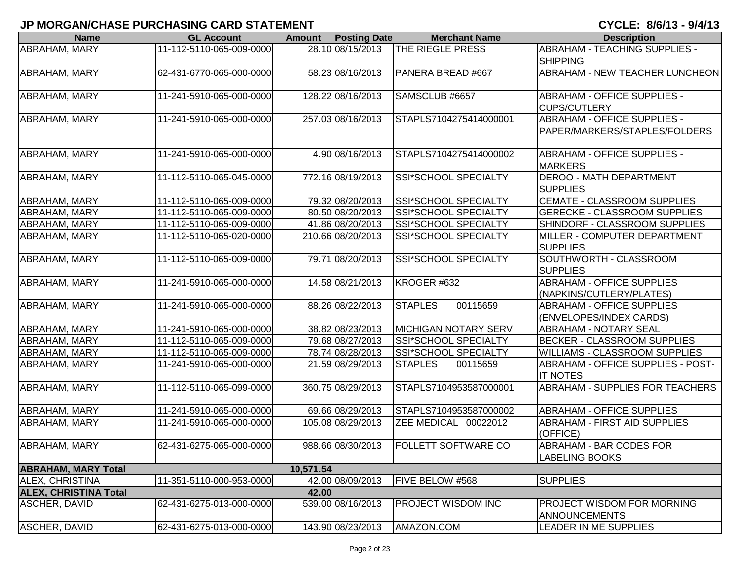# JP MORGAN/CHASE PURCHASING CARD STATEMENT

**CYCLE: 8/6/13 - 9/4/13**

| Name | GL Account | Amount | Posting Date | Merchant Name | Description |
|---|---|---|---|---|---|
| ABRAHAM, MARY | 11-112-5110-065-009-0000 | 28.10 | 08/15/2013 | THE RIEGLE PRESS | ABRAHAM - TEACHING SUPPLIES - SHIPPING |
| ABRAHAM, MARY | 62-431-6770-065-000-0000 | 58.23 | 08/16/2013 | PANERA BREAD #667 | ABRAHAM - NEW TEACHER LUNCHEON |
| ABRAHAM, MARY | 11-241-5910-065-000-0000 | 128.22 | 08/16/2013 | SAMSCLUB #6657 | ABRAHAM - OFFICE SUPPLIES - CUPS/CUTLERY |
| ABRAHAM, MARY | 11-241-5910-065-000-0000 | 257.03 | 08/16/2013 | STAPLS7104275414000001 | ABRAHAM - OFFICE SUPPLIES - PAPER/MARKERS/STAPLES/FOLDERS |
| ABRAHAM, MARY | 11-241-5910-065-000-0000 | 4.90 | 08/16/2013 | STAPLS7104275414000002 | ABRAHAM - OFFICE SUPPLIES - MARKERS |
| ABRAHAM, MARY | 11-112-5110-065-045-0000 | 772.16 | 08/19/2013 | SSI*SCHOOL SPECIALTY | DEROO - MATH DEPARTMENT SUPPLIES |
| ABRAHAM, MARY | 11-112-5110-065-009-0000 | 79.32 | 08/20/2013 | SSI*SCHOOL SPECIALTY | CEMATE - CLASSROOM SUPPLIES |
| ABRAHAM, MARY | 11-112-5110-065-009-0000 | 80.50 | 08/20/2013 | SSI*SCHOOL SPECIALTY | GERECKE - CLASSROOM SUPPLIES |
| ABRAHAM, MARY | 11-112-5110-065-009-0000 | 41.86 | 08/20/2013 | SSI*SCHOOL SPECIALTY | SHINDORF - CLASSROOM SUPPLIES |
| ABRAHAM, MARY | 11-112-5110-065-020-0000 | 210.66 | 08/20/2013 | SSI*SCHOOL SPECIALTY | MILLER - COMPUTER DEPARTMENT SUPPLIES |
| ABRAHAM, MARY | 11-112-5110-065-009-0000 | 79.71 | 08/20/2013 | SSI*SCHOOL SPECIALTY | SOUTHWORTH - CLASSROOM SUPPLIES |
| ABRAHAM, MARY | 11-241-5910-065-000-0000 | 14.58 | 08/21/2013 | KROGER #632 | ABRAHAM - OFFICE SUPPLIES (NAPKINS/CUTLERY/PLATES) |
| ABRAHAM, MARY | 11-241-5910-065-000-0000 | 88.26 | 08/22/2013 | STAPLES 00115659 | ABRAHAM - OFFICE SUPPLIES (ENVELOPES/INDEX CARDS) |
| ABRAHAM, MARY | 11-241-5910-065-000-0000 | 38.82 | 08/23/2013 | MICHIGAN NOTARY SERV | ABRAHAM - NOTARY SEAL |
| ABRAHAM, MARY | 11-112-5110-065-009-0000 | 79.68 | 08/27/2013 | SSI*SCHOOL SPECIALTY | BECKER - CLASSROOM SUPPLIES |
| ABRAHAM, MARY | 11-112-5110-065-009-0000 | 78.74 | 08/28/2013 | SSI*SCHOOL SPECIALTY | WILLIAMS - CLASSROOM SUPPLIES |
| ABRAHAM, MARY | 11-241-5910-065-000-0000 | 21.59 | 08/29/2013 | STAPLES 00115659 | ABRAHAM - OFFICE SUPPLIES - POST-IT NOTES |
| ABRAHAM, MARY | 11-112-5110-065-099-0000 | 360.75 | 08/29/2013 | STAPLS7104953587000001 | ABRAHAM - SUPPLIES FOR TEACHERS |
| ABRAHAM, MARY | 11-241-5910-065-000-0000 | 69.66 | 08/29/2013 | STAPLS7104953587000002 | ABRAHAM - OFFICE SUPPLIES |
| ABRAHAM, MARY | 11-241-5910-065-000-0000 | 105.08 | 08/29/2013 | ZEE MEDICAL 00022012 | ABRAHAM - FIRST AID SUPPLIES (OFFICE) |
| ABRAHAM, MARY | 62-431-6275-065-000-0000 | 988.66 | 08/30/2013 | FOLLETT SOFTWARE CO | ABRAHAM - BAR CODES FOR LABELING BOOKS |
| **ABRAHAM, MARY Total** | | **10,571.54** | | | |
| ALEX, CHRISTINA | 11-351-5110-000-953-0000 | 42.00 | 08/09/2013 | FIVE BELOW #568 | SUPPLIES |
| **ALEX, CHRISTINA Total** | | **42.00** | | | |
| ASCHER, DAVID | 62-431-6275-013-000-0000 | 539.00 | 08/16/2013 | PROJECT WISDOM INC | PROJECT WISDOM FOR MORNING ANNOUNCEMENTS |
| ASCHER, DAVID | 62-431-6275-013-000-0000 | 143.90 | 08/23/2013 | AMAZON.COM | LEADER IN ME SUPPLIES |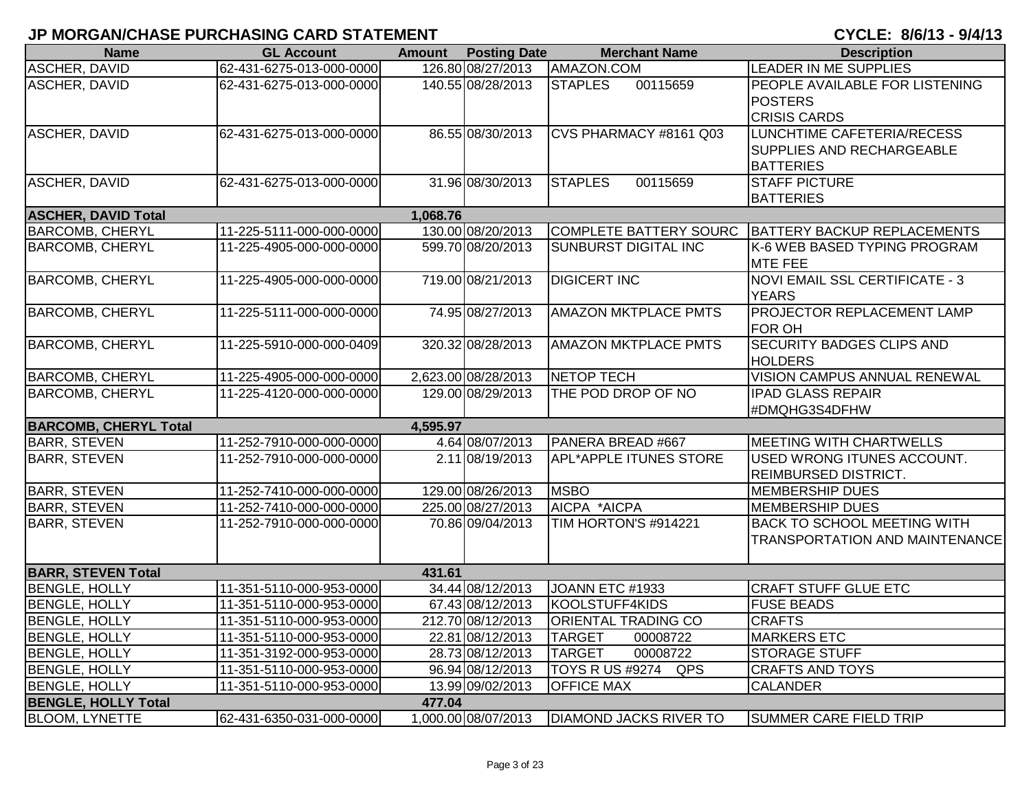**JP MORGAN/CHASE PURCHASING CARD STATEMENT** **CYCLE: 8/6/13 - 9/4/13**

| Name | GL Account | Amount | Posting Date | Merchant Name | Description |
|---|---|---|---|---|---|
| ASCHER, DAVID | 62-431-6275-013-000-0000 | 126.80 | 08/27/2013 | AMAZON.COM | LEADER IN ME SUPPLIES |
| ASCHER, DAVID | 62-431-6275-013-000-0000 | 140.55 | 08/28/2013 | STAPLES 00115659 | PEOPLE AVAILABLE FOR LISTENING POSTERS CRISIS CARDS |
| ASCHER, DAVID | 62-431-6275-013-000-0000 | 86.55 | 08/30/2013 | CVS PHARMACY #8161 Q03 | LUNCHTIME CAFETERIA/RECESS SUPPLIES AND RECHARGEABLE BATTERIES |
| ASCHER, DAVID | 62-431-6275-013-000-0000 | 31.96 | 08/30/2013 | STAPLES 00115659 | STAFF PICTURE BATTERIES |
| **ASCHER, DAVID Total** | | **1,068.76** | | | |
| BARCOMB, CHERYL | 11-225-5111-000-000-0000 | 130.00 | 08/20/2013 | COMPLETE BATTERY SOURC | BATTERY BACKUP REPLACEMENTS |
| BARCOMB, CHERYL | 11-225-4905-000-000-0000 | 599.70 | 08/20/2013 | SUNBURST DIGITAL INC | K-6 WEB BASED TYPING PROGRAM MTE FEE |
| BARCOMB, CHERYL | 11-225-4905-000-000-0000 | 719.00 | 08/21/2013 | DIGICERT INC | NOVI EMAIL SSL CERTIFICATE - 3 YEARS |
| BARCOMB, CHERYL | 11-225-5111-000-000-0000 | 74.95 | 08/27/2013 | AMAZON MKTPLACE PMTS | PROJECTOR REPLACEMENT LAMP FOR OH |
| BARCOMB, CHERYL | 11-225-5910-000-000-0409 | 320.32 | 08/28/2013 | AMAZON MKTPLACE PMTS | SECURITY BADGES CLIPS AND HOLDERS |
| BARCOMB, CHERYL | 11-225-4905-000-000-0000 | 2,623.00 | 08/28/2013 | NETOP TECH | VISION CAMPUS ANNUAL RENEWAL |
| BARCOMB, CHERYL | 11-225-4120-000-000-0000 | 129.00 | 08/29/2013 | THE POD DROP OF NO | IPAD GLASS REPAIR #DMQHG3S4DFHW |
| **BARCOMB, CHERYL Total** | | **4,595.97** | | | |
| BARR, STEVEN | 11-252-7910-000-000-0000 | 4.64 | 08/07/2013 | PANERA BREAD #667 | MEETING WITH CHARTWELLS |
| BARR, STEVEN | 11-252-7910-000-000-0000 | 2.11 | 08/19/2013 | APL*APPLE ITUNES STORE | USED WRONG ITUNES ACCOUNT. REIMBURSED DISTRICT. |
| BARR, STEVEN | 11-252-7410-000-000-0000 | 129.00 | 08/26/2013 | MSBO | MEMBERSHIP DUES |
| BARR, STEVEN | 11-252-7410-000-000-0000 | 225.00 | 08/27/2013 | AICPA *AICPA | MEMBERSHIP DUES |
| BARR, STEVEN | 11-252-7910-000-000-0000 | 70.86 | 09/04/2013 | TIM HORTON'S #914221 | BACK TO SCHOOL MEETING WITH TRANSPORTATION AND MAINTENANCE |
| **BARR, STEVEN Total** | | **431.61** | | | |
| BENGLE, HOLLY | 11-351-5110-000-953-0000 | 34.44 | 08/12/2013 | JOANN ETC #1933 | CRAFT STUFF GLUE ETC |
| BENGLE, HOLLY | 11-351-5110-000-953-0000 | 67.43 | 08/12/2013 | KOOLSTUFF4KIDS | FUSE BEADS |
| BENGLE, HOLLY | 11-351-5110-000-953-0000 | 212.70 | 08/12/2013 | ORIENTAL TRADING CO | CRAFTS |
| BENGLE, HOLLY | 11-351-5110-000-953-0000 | 22.81 | 08/12/2013 | TARGET 00008722 | MARKERS ETC |
| BENGLE, HOLLY | 11-351-3192-000-953-0000 | 28.73 | 08/12/2013 | TARGET 00008722 | STORAGE STUFF |
| BENGLE, HOLLY | 11-351-5110-000-953-0000 | 96.94 | 08/12/2013 | TOYS R US #9274 QPS | CRAFTS AND TOYS |
| BENGLE, HOLLY | 11-351-5110-000-953-0000 | 13.99 | 09/02/2013 | OFFICE MAX | CALANDER |
| **BENGLE, HOLLY Total** | | **477.04** | | | |
| BLOOM, LYNETTE | 62-431-6350-031-000-0000 | 1,000.00 | 08/07/2013 | DIAMOND JACKS RIVER TO | SUMMER CARE FIELD TRIP |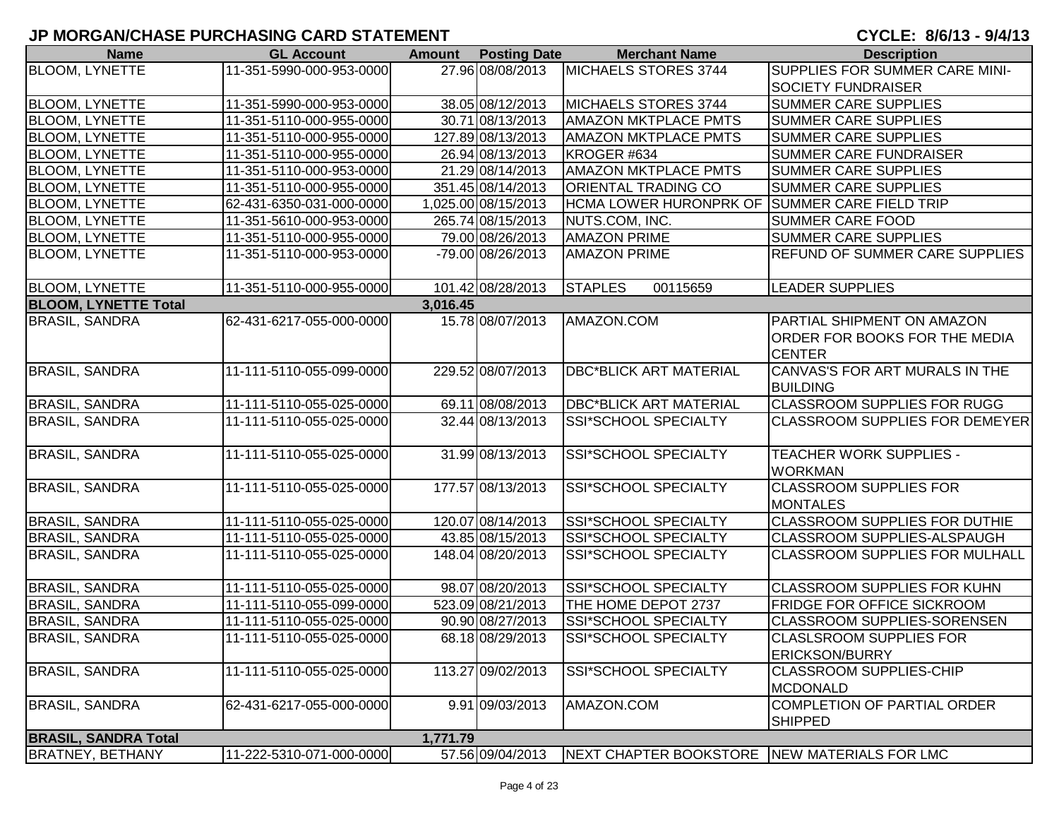## JP MORGAN/CHASE PURCHASING CARD STATEMENT

**CYCLE: 8/6/13 - 9/4/13**

| Name | GL Account | Amount | Posting Date | Merchant Name | Description |
|---|---|---|---|---|---|
| BLOOM, LYNETTE | 11-351-5990-000-953-0000 | 27.96 | 08/08/2013 | MICHAELS STORES 3744 | SUPPLIES FOR SUMMER CARE MINI-SOCIETY FUNDRAISER |
| BLOOM, LYNETTE | 11-351-5990-000-953-0000 | 38.05 | 08/12/2013 | MICHAELS STORES 3744 | SUMMER CARE SUPPLIES |
| BLOOM, LYNETTE | 11-351-5110-000-955-0000 | 30.71 | 08/13/2013 | AMAZON MKTPLACE PMTS | SUMMER CARE SUPPLIES |
| BLOOM, LYNETTE | 11-351-5110-000-955-0000 | 127.89 | 08/13/2013 | AMAZON MKTPLACE PMTS | SUMMER CARE SUPPLIES |
| BLOOM, LYNETTE | 11-351-5110-000-955-0000 | 26.94 | 08/13/2013 | KROGER #634 | SUMMER CARE FUNDRAISER |
| BLOOM, LYNETTE | 11-351-5110-000-953-0000 | 21.29 | 08/14/2013 | AMAZON MKTPLACE PMTS | SUMMER CARE SUPPLIES |
| BLOOM, LYNETTE | 11-351-5110-000-955-0000 | 351.45 | 08/14/2013 | ORIENTAL TRADING CO | SUMMER CARE SUPPLIES |
| BLOOM, LYNETTE | 62-431-6350-031-000-0000 | 1,025.00 | 08/15/2013 | HCMA LOWER HURONPRK OF | SUMMER CARE FIELD TRIP |
| BLOOM, LYNETTE | 11-351-5610-000-953-0000 | 265.74 | 08/15/2013 | NUTS.COM, INC. | SUMMER CARE FOOD |
| BLOOM, LYNETTE | 11-351-5110-000-955-0000 | 79.00 | 08/26/2013 | AMAZON PRIME | SUMMER CARE SUPPLIES |
| BLOOM, LYNETTE | 11-351-5110-000-953-0000 | -79.00 | 08/26/2013 | AMAZON PRIME | REFUND OF SUMMER CARE SUPPLIES |
| BLOOM, LYNETTE | 11-351-5110-000-955-0000 | 101.42 | 08/28/2013 | STAPLES 00115659 | LEADER SUPPLIES |
| **BLOOM, LYNETTE Total** | | **3,016.45** | | | |
| BRASIL, SANDRA | 62-431-6217-055-000-0000 | 15.78 | 08/07/2013 | AMAZON.COM | PARTIAL SHIPMENT ON AMAZON ORDER FOR BOOKS FOR THE MEDIA CENTER |
| BRASIL, SANDRA | 11-111-5110-055-099-0000 | 229.52 | 08/07/2013 | DBC*BLICK ART MATERIAL | CANVAS'S FOR ART MURALS IN THE BUILDING |
| BRASIL, SANDRA | 11-111-5110-055-025-0000 | 69.11 | 08/08/2013 | DBC*BLICK ART MATERIAL | CLASSROOM SUPPLIES FOR RUGG |
| BRASIL, SANDRA | 11-111-5110-055-025-0000 | 32.44 | 08/13/2013 | SSI*SCHOOL SPECIALTY | CLASSROOM SUPPLIES FOR DEMEYER |
| BRASIL, SANDRA | 11-111-5110-055-025-0000 | 31.99 | 08/13/2013 | SSI*SCHOOL SPECIALTY | TEACHER WORK SUPPLIES - WORKMAN |
| BRASIL, SANDRA | 11-111-5110-055-025-0000 | 177.57 | 08/13/2013 | SSI*SCHOOL SPECIALTY | CLASSROOM SUPPLIES FOR MONTALES |
| BRASIL, SANDRA | 11-111-5110-055-025-0000 | 120.07 | 08/14/2013 | SSI*SCHOOL SPECIALTY | CLASSROOM SUPPLIES FOR DUTHIE |
| BRASIL, SANDRA | 11-111-5110-055-025-0000 | 43.85 | 08/15/2013 | SSI*SCHOOL SPECIALTY | CLASSROOM SUPPLIES-ALSPAUGH |
| BRASIL, SANDRA | 11-111-5110-055-025-0000 | 148.04 | 08/20/2013 | SSI*SCHOOL SPECIALTY | CLASSROOM SUPPLIES FOR MULHALL |
| BRASIL, SANDRA | 11-111-5110-055-025-0000 | 98.07 | 08/20/2013 | SSI*SCHOOL SPECIALTY | CLASSROOM SUPPLIES FOR KUHN |
| BRASIL, SANDRA | 11-111-5110-055-099-0000 | 523.09 | 08/21/2013 | THE HOME DEPOT 2737 | FRIDGE FOR OFFICE SICKROOM |
| BRASIL, SANDRA | 11-111-5110-055-025-0000 | 90.90 | 08/27/2013 | SSI*SCHOOL SPECIALTY | CLASSROOM SUPPLIES-SORENSEN |
| BRASIL, SANDRA | 11-111-5110-055-025-0000 | 68.18 | 08/29/2013 | SSI*SCHOOL SPECIALTY | CLASLSROOM SUPPLIES FOR ERICKSON/BURRY |
| BRASIL, SANDRA | 11-111-5110-055-025-0000 | 113.27 | 09/02/2013 | SSI*SCHOOL SPECIALTY | CLASSROOM SUPPLIES-CHIP MCDONALD |
| BRASIL, SANDRA | 62-431-6217-055-000-0000 | 9.91 | 09/03/2013 | AMAZON.COM | COMPLETION OF PARTIAL ORDER SHIPPED |
| **BRASIL, SANDRA Total** | | **1,771.79** | | | |
| BRATNEY, BETHANY | 11-222-5310-071-000-0000 | 57.56 | 09/04/2013 | NEXT CHAPTER BOOKSTORE | NEW MATERIALS FOR LMC |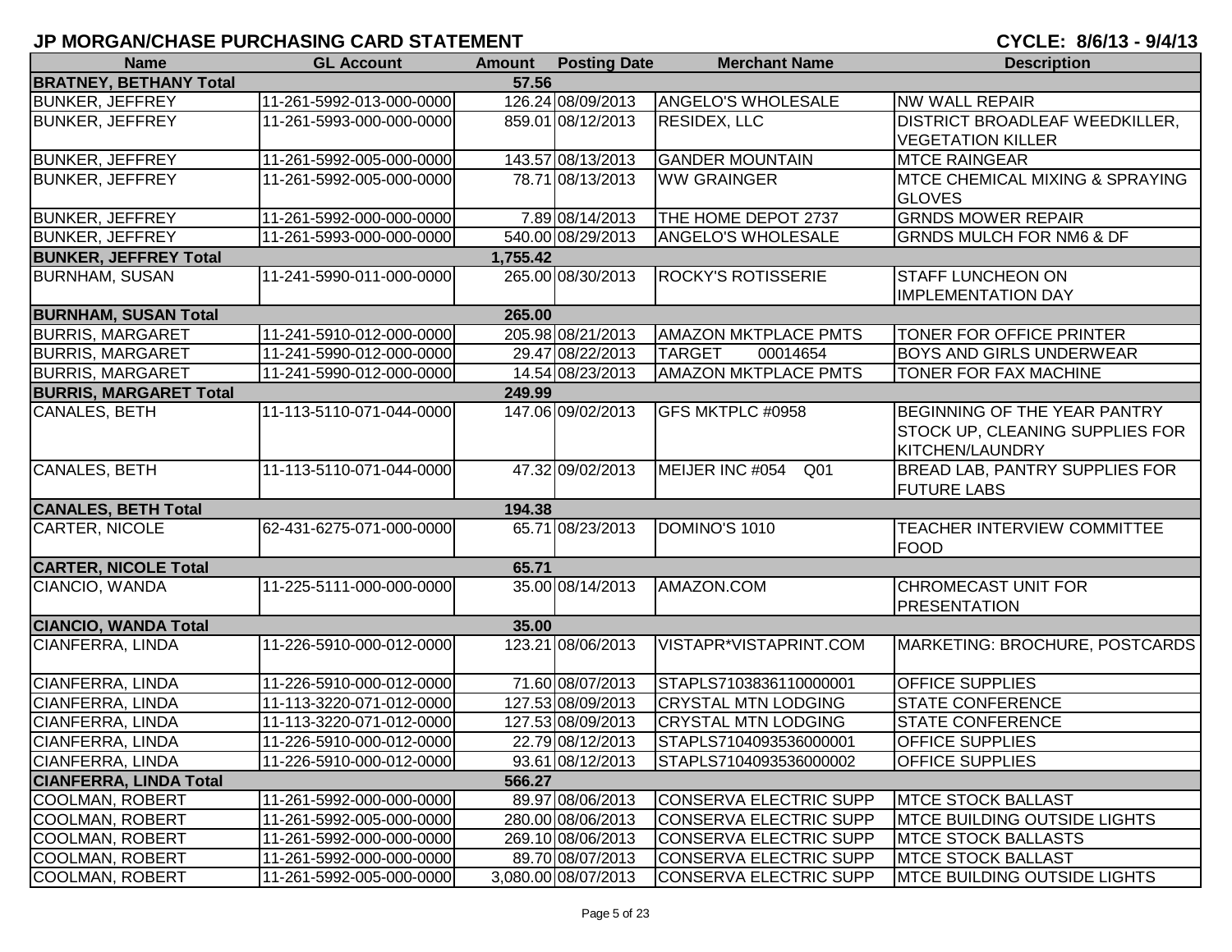# JP MORGAN/CHASE PURCHASING CARD STATEMENT

**CYCLE: 8/6/13 - 9/4/13**

| Name | GL Account | Amount | Posting Date | Merchant Name | Description |
|---|---|---|---|---|---|
| **BRATNEY, BETHANY Total** | | **57.56** | | | |
| BUNKER, JEFFREY | 11-261-5992-013-000-0000 | 126.24 | 08/09/2013 | ANGELO'S WHOLESALE | NW WALL REPAIR |
| BUNKER, JEFFREY | 11-261-5993-000-000-0000 | 859.01 | 08/12/2013 | RESIDEX, LLC | DISTRICT BROADLEAF WEEDKILLER, VEGETATION KILLER |
| BUNKER, JEFFREY | 11-261-5992-005-000-0000 | 143.57 | 08/13/2013 | GANDER MOUNTAIN | MTCE RAINGEAR |
| BUNKER, JEFFREY | 11-261-5992-005-000-0000 | 78.71 | 08/13/2013 | WW GRAINGER | MTCE CHEMICAL MIXING & SPRAYING GLOVES |
| BUNKER, JEFFREY | 11-261-5992-000-000-0000 | 7.89 | 08/14/2013 | THE HOME DEPOT 2737 | GRNDS MOWER REPAIR |
| BUNKER, JEFFREY | 11-261-5993-000-000-0000 | 540.00 | 08/29/2013 | ANGELO'S WHOLESALE | GRNDS MULCH FOR NM6 & DF |
| **BUNKER, JEFFREY Total** | | **1,755.42** | | | |
| BURNHAM, SUSAN | 11-241-5990-011-000-0000 | 265.00 | 08/30/2013 | ROCKY'S ROTISSERIE | STAFF LUNCHEON ON IMPLEMENTATION DAY |
| **BURNHAM, SUSAN Total** | | **265.00** | | | |
| BURRIS, MARGARET | 11-241-5910-012-000-0000 | 205.98 | 08/21/2013 | AMAZON MKTPLACE PMTS | TONER FOR OFFICE PRINTER |
| BURRIS, MARGARET | 11-241-5990-012-000-0000 | 29.47 | 08/22/2013 | TARGET 00014654 | BOYS AND GIRLS UNDERWEAR |
| BURRIS, MARGARET | 11-241-5990-012-000-0000 | 14.54 | 08/23/2013 | AMAZON MKTPLACE PMTS | TONER FOR FAX MACHINE |
| **BURRIS, MARGARET Total** | | **249.99** | | | |
| CANALES, BETH | 11-113-5110-071-044-0000 | 147.06 | 09/02/2013 | GFS MKTPLC #0958 | BEGINNING OF THE YEAR PANTRY STOCK UP, CLEANING SUPPLIES FOR KITCHEN/LAUNDRY |
| CANALES, BETH | 11-113-5110-071-044-0000 | 47.32 | 09/02/2013 | MEIJER INC #054 Q01 | BREAD LAB, PANTRY SUPPLIES FOR FUTURE LABS |
| **CANALES, BETH Total** | | **194.38** | | | |
| CARTER, NICOLE | 62-431-6275-071-000-0000 | 65.71 | 08/23/2013 | DOMINO'S 1010 | TEACHER INTERVIEW COMMITTEE FOOD |
| **CARTER, NICOLE Total** | | **65.71** | | | |
| CIANCIO, WANDA | 11-225-5111-000-000-0000 | 35.00 | 08/14/2013 | AMAZON.COM | CHROMECAST UNIT FOR PRESENTATION |
| **CIANCIO, WANDA Total** | | **35.00** | | | |
| CIANFERRA, LINDA | 11-226-5910-000-012-0000 | 123.21 | 08/06/2013 | VISTAPR*VISTAPRINT.COM | MARKETING: BROCHURE, POSTCARDS |
| CIANFERRA, LINDA | 11-226-5910-000-012-0000 | 71.60 | 08/07/2013 | STAPLS7103836110000001 | OFFICE SUPPLIES |
| CIANFERRA, LINDA | 11-113-3220-071-012-0000 | 127.53 | 08/09/2013 | CRYSTAL MTN LODGING | STATE CONFERENCE |
| CIANFERRA, LINDA | 11-113-3220-071-012-0000 | 127.53 | 08/09/2013 | CRYSTAL MTN LODGING | STATE CONFERENCE |
| CIANFERRA, LINDA | 11-226-5910-000-012-0000 | 22.79 | 08/12/2013 | STAPLS7104093536000001 | OFFICE SUPPLIES |
| CIANFERRA, LINDA | 11-226-5910-000-012-0000 | 93.61 | 08/12/2013 | STAPLS7104093536000002 | OFFICE SUPPLIES |
| **CIANFERRA, LINDA Total** | | **566.27** | | | |
| COOLMAN, ROBERT | 11-261-5992-000-000-0000 | 89.97 | 08/06/2013 | CONSERVA ELECTRIC SUPP | MTCE STOCK BALLAST |
| COOLMAN, ROBERT | 11-261-5992-005-000-0000 | 280.00 | 08/06/2013 | CONSERVA ELECTRIC SUPP | MTCE BUILDING OUTSIDE LIGHTS |
| COOLMAN, ROBERT | 11-261-5992-000-000-0000 | 269.10 | 08/06/2013 | CONSERVA ELECTRIC SUPP | MTCE STOCK BALLASTS |
| COOLMAN, ROBERT | 11-261-5992-000-000-0000 | 89.70 | 08/07/2013 | CONSERVA ELECTRIC SUPP | MTCE STOCK BALLAST |
| COOLMAN, ROBERT | 11-261-5992-005-000-0000 | 3,080.00 | 08/07/2013 | CONSERVA ELECTRIC SUPP | MTCE BUILDING OUTSIDE LIGHTS |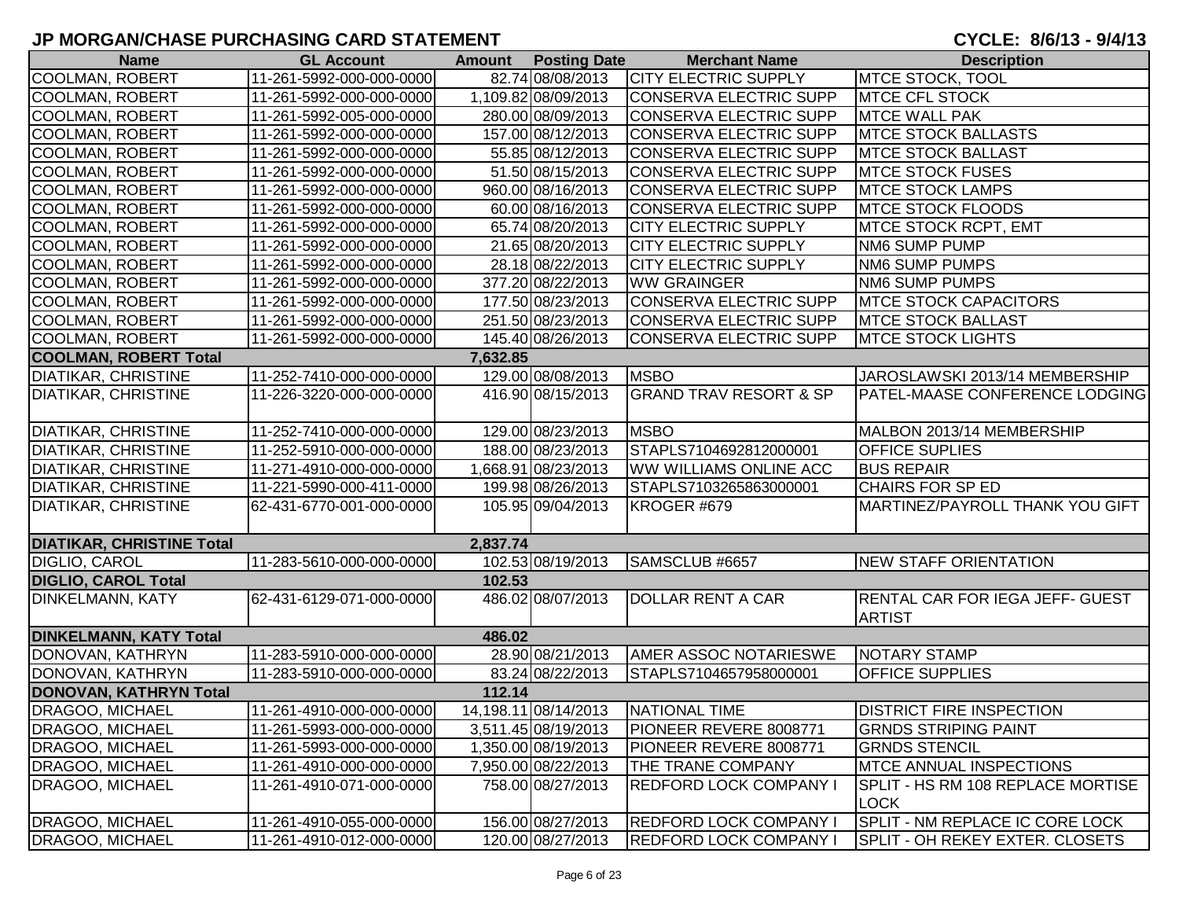# JP MORGAN/CHASE PURCHASING CARD STATEMENT

**CYCLE: 8/6/13 - 9/4/13**

| Name | GL Account | Amount | Posting Date | Merchant Name | Description |
|---|---|---|---|---|---|
| COOLMAN, ROBERT | 11-261-5992-000-000-0000 | 82.74 | 08/08/2013 | CITY ELECTRIC SUPPLY | MTCE STOCK, TOOL |
| COOLMAN, ROBERT | 11-261-5992-000-000-0000 | 1,109.82 | 08/09/2013 | CONSERVA ELECTRIC SUPP | MTCE CFL STOCK |
| COOLMAN, ROBERT | 11-261-5992-005-000-0000 | 280.00 | 08/09/2013 | CONSERVA ELECTRIC SUPP | MTCE WALL PAK |
| COOLMAN, ROBERT | 11-261-5992-000-000-0000 | 157.00 | 08/12/2013 | CONSERVA ELECTRIC SUPP | MTCE STOCK BALLASTS |
| COOLMAN, ROBERT | 11-261-5992-000-000-0000 | 55.85 | 08/12/2013 | CONSERVA ELECTRIC SUPP | MTCE STOCK BALLAST |
| COOLMAN, ROBERT | 11-261-5992-000-000-0000 | 51.50 | 08/15/2013 | CONSERVA ELECTRIC SUPP | MTCE STOCK FUSES |
| COOLMAN, ROBERT | 11-261-5992-000-000-0000 | 960.00 | 08/16/2013 | CONSERVA ELECTRIC SUPP | MTCE STOCK LAMPS |
| COOLMAN, ROBERT | 11-261-5992-000-000-0000 | 60.00 | 08/16/2013 | CONSERVA ELECTRIC SUPP | MTCE STOCK FLOODS |
| COOLMAN, ROBERT | 11-261-5992-000-000-0000 | 65.74 | 08/20/2013 | CITY ELECTRIC SUPPLY | MTCE STOCK RCPT, EMT |
| COOLMAN, ROBERT | 11-261-5992-000-000-0000 | 21.65 | 08/20/2013 | CITY ELECTRIC SUPPLY | NM6 SUMP PUMP |
| COOLMAN, ROBERT | 11-261-5992-000-000-0000 | 28.18 | 08/22/2013 | CITY ELECTRIC SUPPLY | NM6 SUMP PUMPS |
| COOLMAN, ROBERT | 11-261-5992-000-000-0000 | 377.20 | 08/22/2013 | WW GRAINGER | NM6 SUMP PUMPS |
| COOLMAN, ROBERT | 11-261-5992-000-000-0000 | 177.50 | 08/23/2013 | CONSERVA ELECTRIC SUPP | MTCE STOCK CAPACITORS |
| COOLMAN, ROBERT | 11-261-5992-000-000-0000 | 251.50 | 08/23/2013 | CONSERVA ELECTRIC SUPP | MTCE STOCK BALLAST |
| COOLMAN, ROBERT | 11-261-5992-000-000-0000 | 145.40 | 08/26/2013 | CONSERVA ELECTRIC SUPP | MTCE STOCK LIGHTS |
| **COOLMAN, ROBERT Total** | | **7,632.85** | | | |
| DIATIKAR, CHRISTINE | 11-252-7410-000-000-0000 | 129.00 | 08/08/2013 | MSBO | JAROSLAWSKI 2013/14 MEMBERSHIP |
| DIATIKAR, CHRISTINE | 11-226-3220-000-000-0000 | 416.90 | 08/15/2013 | GRAND TRAV RESORT & SP | PATEL-MAASE CONFERENCE LODGING |
| DIATIKAR, CHRISTINE | 11-252-7410-000-000-0000 | 129.00 | 08/23/2013 | MSBO | MALBON 2013/14 MEMBERSHIP |
| DIATIKAR, CHRISTINE | 11-252-5910-000-000-0000 | 188.00 | 08/23/2013 | STAPLS7104692812000001 | OFFICE SUPLIES |
| DIATIKAR, CHRISTINE | 11-271-4910-000-000-0000 | 1,668.91 | 08/23/2013 | WW WILLIAMS ONLINE ACC | BUS REPAIR |
| DIATIKAR, CHRISTINE | 11-221-5990-000-411-0000 | 199.98 | 08/26/2013 | STAPLS7103265863000001 | CHAIRS FOR SP ED |
| DIATIKAR, CHRISTINE | 62-431-6770-001-000-0000 | 105.95 | 09/04/2013 | KROGER #679 | MARTINEZ/PAYROLL THANK YOU GIFT |
| **DIATIKAR, CHRISTINE Total** | | **2,837.74** | | | |
| DIGLIO, CAROL | 11-283-5610-000-000-0000 | 102.53 | 08/19/2013 | SAMSCLUB #6657 | NEW STAFF ORIENTATION |
| **DIGLIO, CAROL Total** | | **102.53** | | | |
| DINKELMANN, KATY | 62-431-6129-071-000-0000 | 486.02 | 08/07/2013 | DOLLAR RENT A CAR | RENTAL CAR FOR IEGA JEFF- GUEST ARTIST |
| **DINKELMANN, KATY Total** | | **486.02** | | | |
| DONOVAN, KATHRYN | 11-283-5910-000-000-0000 | 28.90 | 08/21/2013 | AMER ASSOC NOTARIESWE | NOTARY STAMP |
| DONOVAN, KATHRYN | 11-283-5910-000-000-0000 | 83.24 | 08/22/2013 | STAPLS7104657958000001 | OFFICE SUPPLIES |
| **DONOVAN, KATHRYN Total** | | **112.14** | | | |
| DRAGOO, MICHAEL | 11-261-4910-000-000-0000 | 14,198.11 | 08/14/2013 | NATIONAL TIME | DISTRICT FIRE INSPECTION |
| DRAGOO, MICHAEL | 11-261-5993-000-000-0000 | 3,511.45 | 08/19/2013 | PIONEER REVERE 8008771 | GRNDS STRIPING PAINT |
| DRAGOO, MICHAEL | 11-261-5993-000-000-0000 | 1,350.00 | 08/19/2013 | PIONEER REVERE 8008771 | GRNDS STENCIL |
| DRAGOO, MICHAEL | 11-261-4910-000-000-0000 | 7,950.00 | 08/22/2013 | THE TRANE COMPANY | MTCE ANNUAL INSPECTIONS |
| DRAGOO, MICHAEL | 11-261-4910-071-000-0000 | 758.00 | 08/27/2013 | REDFORD LOCK COMPANY I | SPLIT - HS RM 108 REPLACE MORTISE LOCK |
| DRAGOO, MICHAEL | 11-261-4910-055-000-0000 | 156.00 | 08/27/2013 | REDFORD LOCK COMPANY I | SPLIT - NM REPLACE IC CORE LOCK |
| DRAGOO, MICHAEL | 11-261-4910-012-000-0000 | 120.00 | 08/27/2013 | REDFORD LOCK COMPANY I | SPLIT - OH REKEY EXTER. CLOSETS |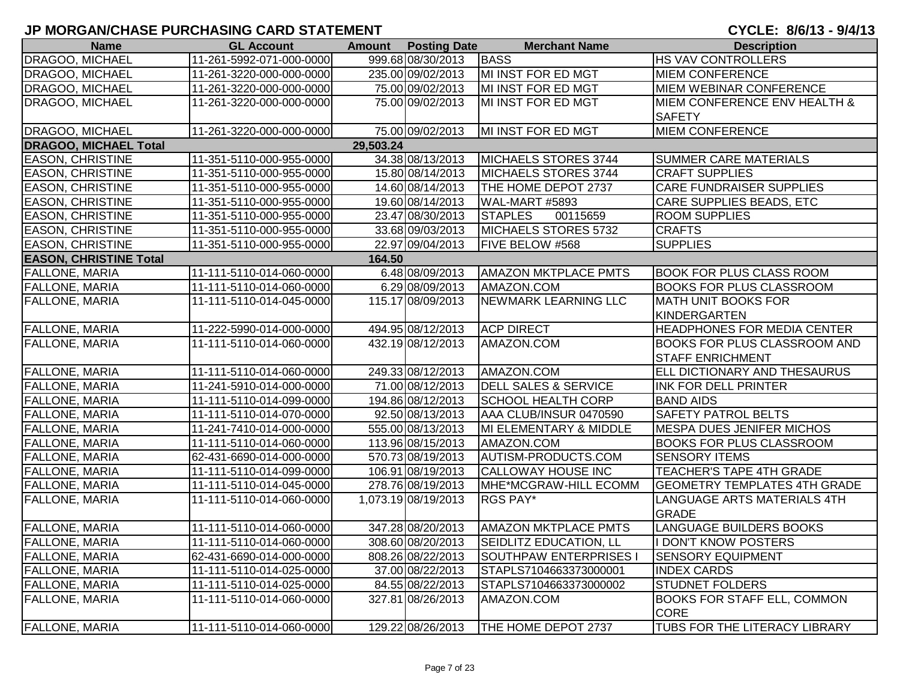# JP MORGAN/CHASE PURCHASING CARD STATEMENT

**CYCLE: 8/6/13 - 9/4/13**

| Name | GL Account | Amount | Posting Date | Merchant Name | Description |
|---|---|---|---|---|---|
| DRAGOO, MICHAEL | 11-261-5992-071-000-0000 | 999.68 | 08/30/2013 | BASS | HS VAV CONTROLLERS |
| DRAGOO, MICHAEL | 11-261-3220-000-000-0000 | 235.00 | 09/02/2013 | MI INST FOR ED MGT | MIEM CONFERENCE |
| DRAGOO, MICHAEL | 11-261-3220-000-000-0000 | 75.00 | 09/02/2013 | MI INST FOR ED MGT | MIEM WEBINAR CONFERENCE |
| DRAGOO, MICHAEL | 11-261-3220-000-000-0000 | 75.00 | 09/02/2013 | MI INST FOR ED MGT | MIEM CONFERENCE ENV HEALTH & SAFETY |
| DRAGOO, MICHAEL | 11-261-3220-000-000-0000 | 75.00 | 09/02/2013 | MI INST FOR ED MGT | MIEM CONFERENCE |
| **DRAGOO, MICHAEL Total** | | **29,503.24** | | | |
| EASON, CHRISTINE | 11-351-5110-000-955-0000 | 34.38 | 08/13/2013 | MICHAELS STORES 3744 | SUMMER CARE MATERIALS |
| EASON, CHRISTINE | 11-351-5110-000-955-0000 | 15.80 | 08/14/2013 | MICHAELS STORES 3744 | CRAFT SUPPLIES |
| EASON, CHRISTINE | 11-351-5110-000-955-0000 | 14.60 | 08/14/2013 | THE HOME DEPOT 2737 | CARE FUNDRAISER SUPPLIES |
| EASON, CHRISTINE | 11-351-5110-000-955-0000 | 19.60 | 08/14/2013 | WAL-MART #5893 | CARE SUPPLIES BEADS, ETC |
| EASON, CHRISTINE | 11-351-5110-000-955-0000 | 23.47 | 08/30/2013 | STAPLES 00115659 | ROOM SUPPLIES |
| EASON, CHRISTINE | 11-351-5110-000-955-0000 | 33.68 | 09/03/2013 | MICHAELS STORES 5732 | CRAFTS |
| EASON, CHRISTINE | 11-351-5110-000-955-0000 | 22.97 | 09/04/2013 | FIVE BELOW #568 | SUPPLIES |
| **EASON, CHRISTINE Total** | | **164.50** | | | |
| FALLONE, MARIA | 11-111-5110-014-060-0000 | 6.48 | 08/09/2013 | AMAZON MKTPLACE PMTS | BOOK FOR PLUS CLASS ROOM |
| FALLONE, MARIA | 11-111-5110-014-060-0000 | 6.29 | 08/09/2013 | AMAZON.COM | BOOKS FOR PLUS CLASSROOM |
| FALLONE, MARIA | 11-111-5110-014-045-0000 | 115.17 | 08/09/2013 | NEWMARK LEARNING LLC | MATH UNIT BOOKS FOR KINDERGARTEN |
| FALLONE, MARIA | 11-222-5990-014-000-0000 | 494.95 | 08/12/2013 | ACP DIRECT | HEADPHONES FOR MEDIA CENTER |
| FALLONE, MARIA | 11-111-5110-014-060-0000 | 432.19 | 08/12/2013 | AMAZON.COM | BOOKS FOR PLUS CLASSROOM AND STAFF ENRICHMENT |
| FALLONE, MARIA | 11-111-5110-014-060-0000 | 249.33 | 08/12/2013 | AMAZON.COM | ELL DICTIONARY AND THESAURUS |
| FALLONE, MARIA | 11-241-5910-014-000-0000 | 71.00 | 08/12/2013 | DELL SALES & SERVICE | INK FOR DELL PRINTER |
| FALLONE, MARIA | 11-111-5110-014-099-0000 | 194.86 | 08/12/2013 | SCHOOL HEALTH CORP | BAND AIDS |
| FALLONE, MARIA | 11-111-5110-014-070-0000 | 92.50 | 08/13/2013 | AAA CLUB/INSUR 0470590 | SAFETY PATROL BELTS |
| FALLONE, MARIA | 11-241-7410-014-000-0000 | 555.00 | 08/13/2013 | MI ELEMENTARY & MIDDLE | MESPA DUES JENIFER MICHOS |
| FALLONE, MARIA | 11-111-5110-014-060-0000 | 113.96 | 08/15/2013 | AMAZON.COM | BOOKS FOR PLUS CLASSROOM |
| FALLONE, MARIA | 62-431-6690-014-000-0000 | 570.73 | 08/19/2013 | AUTISM-PRODUCTS.COM | SENSORY ITEMS |
| FALLONE, MARIA | 11-111-5110-014-099-0000 | 106.91 | 08/19/2013 | CALLOWAY HOUSE INC | TEACHER'S TAPE 4TH GRADE |
| FALLONE, MARIA | 11-111-5110-014-045-0000 | 278.76 | 08/19/2013 | MHE*MCGRAW-HILL ECOMM | GEOMETRY TEMPLATES 4TH GRADE |
| FALLONE, MARIA | 11-111-5110-014-060-0000 | 1,073.19 | 08/19/2013 | RGS PAY* | LANGUAGE ARTS MATERIALS 4TH GRADE |
| FALLONE, MARIA | 11-111-5110-014-060-0000 | 347.28 | 08/20/2013 | AMAZON MKTPLACE PMTS | LANGUAGE BUILDERS BOOKS |
| FALLONE, MARIA | 11-111-5110-014-060-0000 | 308.60 | 08/20/2013 | SEIDLITZ EDUCATION, LL | I DON'T KNOW POSTERS |
| FALLONE, MARIA | 62-431-6690-014-000-0000 | 808.26 | 08/22/2013 | SOUTHPAW ENTERPRISES I | SENSORY EQUIPMENT |
| FALLONE, MARIA | 11-111-5110-014-025-0000 | 37.00 | 08/22/2013 | STAPLS7104663373000001 | INDEX CARDS |
| FALLONE, MARIA | 11-111-5110-014-025-0000 | 84.55 | 08/22/2013 | STAPLS7104663373000002 | STUDNET FOLDERS |
| FALLONE, MARIA | 11-111-5110-014-060-0000 | 327.81 | 08/26/2013 | AMAZON.COM | BOOKS FOR STAFF ELL, COMMON CORE |
| FALLONE, MARIA | 11-111-5110-014-060-0000 | 129.22 | 08/26/2013 | THE HOME DEPOT 2737 | TUBS FOR THE LITERACY LIBRARY |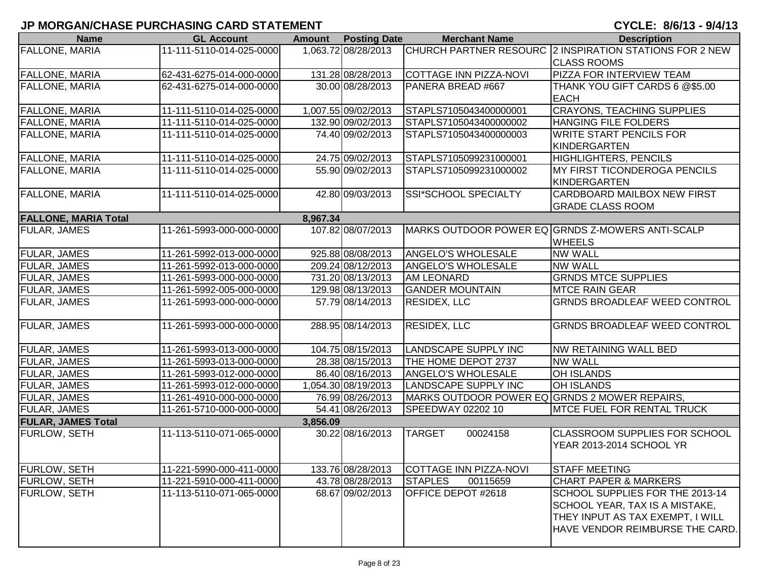# JP MORGAN/CHASE PURCHASING CARD STATEMENT

**CYCLE: 8/6/13 - 9/4/13**

| Name | GL Account | Amount | Posting Date | Merchant Name | Description |
|---|---|---|---|---|---|
| FALLONE, MARIA | 11-111-5110-014-025-0000 | 1,063.72 | 08/28/2013 | CHURCH PARTNER RESOURC | 2 INSPIRATION STATIONS FOR 2 NEW CLASS ROOMS |
| FALLONE, MARIA | 62-431-6275-014-000-0000 | 131.28 | 08/28/2013 | COTTAGE INN PIZZA-NOVI | PIZZA FOR INTERVIEW TEAM |
| FALLONE, MARIA | 62-431-6275-014-000-0000 | 30.00 | 08/28/2013 | PANERA BREAD #667 | THANK YOU GIFT CARDS 6 @$5.00 EACH |
| FALLONE, MARIA | 11-111-5110-014-025-0000 | 1,007.55 | 09/02/2013 | STAPLS7105043400000001 | CRAYONS, TEACHING SUPPLIES |
| FALLONE, MARIA | 11-111-5110-014-025-0000 | 132.90 | 09/02/2013 | STAPLS7105043400000002 | HANGING FILE FOLDERS |
| FALLONE, MARIA | 11-111-5110-014-025-0000 | 74.40 | 09/02/2013 | STAPLS7105043400000003 | WRITE START PENCILS FOR KINDERGARTEN |
| FALLONE, MARIA | 11-111-5110-014-025-0000 | 24.75 | 09/02/2013 | STAPLS7105099231000001 | HIGHLIGHTERS, PENCILS |
| FALLONE, MARIA | 11-111-5110-014-025-0000 | 55.90 | 09/02/2013 | STAPLS7105099231000002 | MY FIRST TICONDEROGA PENCILS KINDERGARTEN |
| FALLONE, MARIA | 11-111-5110-014-025-0000 | 42.80 | 09/03/2013 | SSI*SCHOOL SPECIALTY | CARDBOARD MAILBOX NEW FIRST GRADE CLASS ROOM |
| **FALLONE, MARIA Total** | | **8,967.34** | | | |
| FULAR, JAMES | 11-261-5993-000-000-0000 | 107.82 | 08/07/2013 | MARKS OUTDOOR POWER EQ | GRNDS Z-MOWERS ANTI-SCALP WHEELS |
| FULAR, JAMES | 11-261-5992-013-000-0000 | 925.88 | 08/08/2013 | ANGELO'S WHOLESALE | NW WALL |
| FULAR, JAMES | 11-261-5992-013-000-0000 | 209.24 | 08/12/2013 | ANGELO'S WHOLESALE | NW WALL |
| FULAR, JAMES | 11-261-5993-000-000-0000 | 731.20 | 08/13/2013 | AM LEONARD | GRNDS MTCE SUPPLIES |
| FULAR, JAMES | 11-261-5992-005-000-0000 | 129.98 | 08/13/2013 | GANDER MOUNTAIN | MTCE RAIN GEAR |
| FULAR, JAMES | 11-261-5993-000-000-0000 | 57.79 | 08/14/2013 | RESIDEX, LLC | GRNDS BROADLEAF WEED CONTROL |
| FULAR, JAMES | 11-261-5993-000-000-0000 | 288.95 | 08/14/2013 | RESIDEX, LLC | GRNDS BROADLEAF WEED CONTROL |
| FULAR, JAMES | 11-261-5993-013-000-0000 | 104.75 | 08/15/2013 | LANDSCAPE SUPPLY INC | NW RETAINING WALL BED |
| FULAR, JAMES | 11-261-5993-013-000-0000 | 28.38 | 08/15/2013 | THE HOME DEPOT 2737 | NW WALL |
| FULAR, JAMES | 11-261-5993-012-000-0000 | 86.40 | 08/16/2013 | ANGELO'S WHOLESALE | OH ISLANDS |
| FULAR, JAMES | 11-261-5993-012-000-0000 | 1,054.30 | 08/19/2013 | LANDSCAPE SUPPLY INC | OH ISLANDS |
| FULAR, JAMES | 11-261-4910-000-000-0000 | 76.99 | 08/26/2013 | MARKS OUTDOOR POWER EQ | GRNDS 2 MOWER REPAIRS, |
| FULAR, JAMES | 11-261-5710-000-000-0000 | 54.41 | 08/26/2013 | SPEEDWAY 02202 10 | MTCE FUEL FOR RENTAL TRUCK |
| **FULAR, JAMES Total** | | **3,856.09** | | | |
| FURLOW, SETH | 11-113-5110-071-065-0000 | 30.22 | 08/16/2013 | TARGET 00024158 | CLASSROOM SUPPLIES FOR SCHOOL YEAR 2013-2014 SCHOOL YR |
| FURLOW, SETH | 11-221-5990-000-411-0000 | 133.76 | 08/28/2013 | COTTAGE INN PIZZA-NOVI | STAFF MEETING |
| FURLOW, SETH | 11-221-5910-000-411-0000 | 43.78 | 08/28/2013 | STAPLES 00115659 | CHART PAPER & MARKERS |
| FURLOW, SETH | 11-113-5110-071-065-0000 | 68.67 | 09/02/2013 | OFFICE DEPOT #2618 | SCHOOL SUPPLIES FOR THE 2013-14 SCHOOL YEAR, TAX IS A MISTAKE, THEY INPUT AS TAX EXEMPT, I WILL HAVE VENDOR REIMBURSE THE CARD. |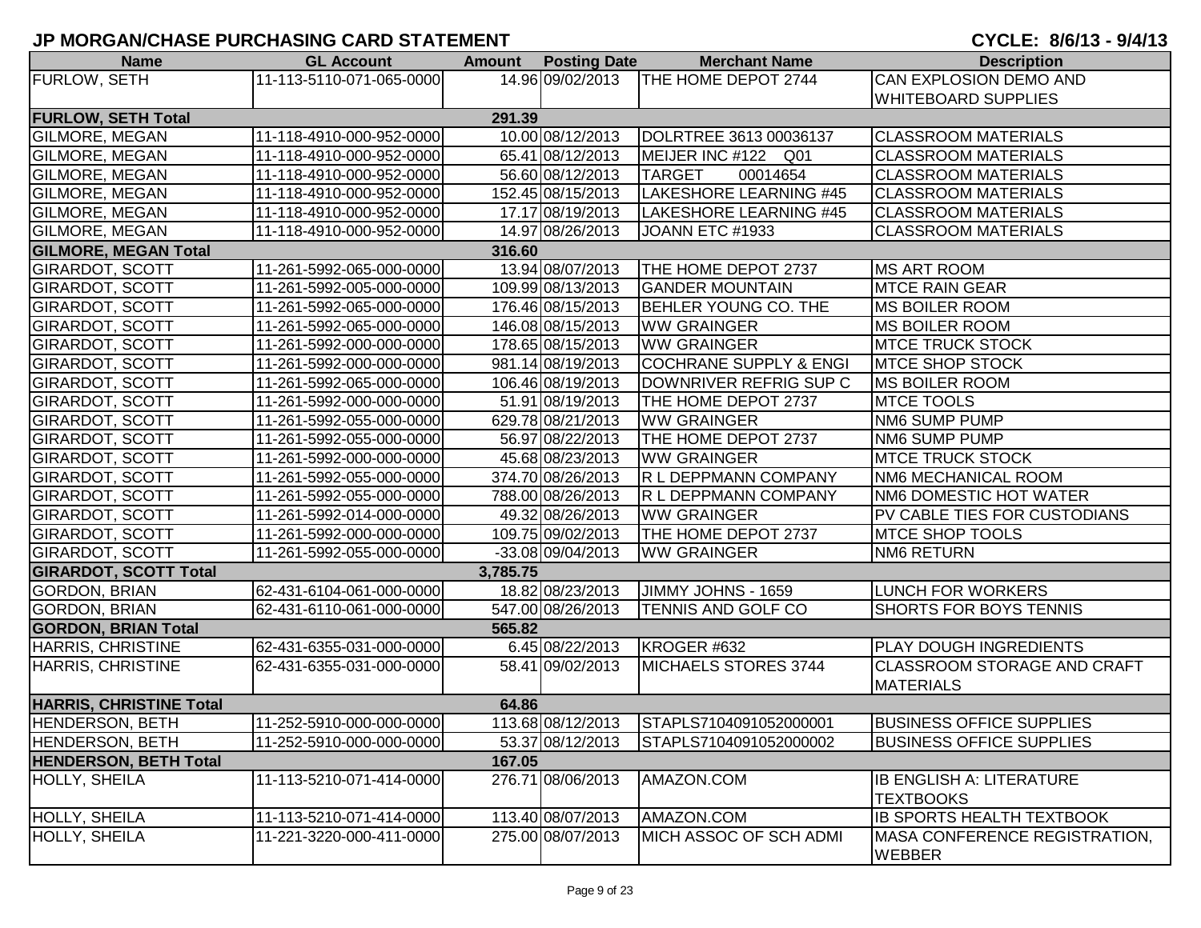# JP MORGAN/CHASE PURCHASING CARD STATEMENT

**CYCLE: 8/6/13 - 9/4/13**

| Name | GL Account | Amount | Posting Date | Merchant Name | Description |
|---|---|---|---|---|---|
| FURLOW, SETH | 11-113-5110-071-065-0000 | 14.96 | 09/02/2013 | THE HOME DEPOT 2744 | CAN EXPLOSION DEMO AND WHITEBOARD SUPPLIES |
| **FURLOW, SETH Total** | | **291.39** | | | |
| GILMORE, MEGAN | 11-118-4910-000-952-0000 | 10.00 | 08/12/2013 | DOLRTREE 3613 00036137 | CLASSROOM MATERIALS |
| GILMORE, MEGAN | 11-118-4910-000-952-0000 | 65.41 | 08/12/2013 | MEIJER INC #122 Q01 | CLASSROOM MATERIALS |
| GILMORE, MEGAN | 11-118-4910-000-952-0000 | 56.60 | 08/12/2013 | TARGET 00014654 | CLASSROOM MATERIALS |
| GILMORE, MEGAN | 11-118-4910-000-952-0000 | 152.45 | 08/15/2013 | LAKESHORE LEARNING #45 | CLASSROOM MATERIALS |
| GILMORE, MEGAN | 11-118-4910-000-952-0000 | 17.17 | 08/19/2013 | LAKESHORE LEARNING #45 | CLASSROOM MATERIALS |
| GILMORE, MEGAN | 11-118-4910-000-952-0000 | 14.97 | 08/26/2013 | JOANN ETC #1933 | CLASSROOM MATERIALS |
| **GILMORE, MEGAN Total** | | **316.60** | | | |
| GIRARDOT, SCOTT | 11-261-5992-065-000-0000 | 13.94 | 08/07/2013 | THE HOME DEPOT 2737 | MS ART ROOM |
| GIRARDOT, SCOTT | 11-261-5992-005-000-0000 | 109.99 | 08/13/2013 | GANDER MOUNTAIN | MTCE RAIN GEAR |
| GIRARDOT, SCOTT | 11-261-5992-065-000-0000 | 176.46 | 08/15/2013 | BEHLER YOUNG CO. THE | MS BOILER ROOM |
| GIRARDOT, SCOTT | 11-261-5992-065-000-0000 | 146.08 | 08/15/2013 | WW GRAINGER | MS BOILER ROOM |
| GIRARDOT, SCOTT | 11-261-5992-000-000-0000 | 178.65 | 08/15/2013 | WW GRAINGER | MTCE TRUCK STOCK |
| GIRARDOT, SCOTT | 11-261-5992-000-000-0000 | 981.14 | 08/19/2013 | COCHRANE SUPPLY & ENGI | MTCE SHOP STOCK |
| GIRARDOT, SCOTT | 11-261-5992-065-000-0000 | 106.46 | 08/19/2013 | DOWNRIVER REFRIG SUP C | MS BOILER ROOM |
| GIRARDOT, SCOTT | 11-261-5992-000-000-0000 | 51.91 | 08/19/2013 | THE HOME DEPOT 2737 | MTCE TOOLS |
| GIRARDOT, SCOTT | 11-261-5992-055-000-0000 | 629.78 | 08/21/2013 | WW GRAINGER | NM6 SUMP PUMP |
| GIRARDOT, SCOTT | 11-261-5992-055-000-0000 | 56.97 | 08/22/2013 | THE HOME DEPOT 2737 | NM6 SUMP PUMP |
| GIRARDOT, SCOTT | 11-261-5992-000-000-0000 | 45.68 | 08/23/2013 | WW GRAINGER | MTCE TRUCK STOCK |
| GIRARDOT, SCOTT | 11-261-5992-055-000-0000 | 374.70 | 08/26/2013 | R L DEPPMANN COMPANY | NM6 MECHANICAL ROOM |
| GIRARDOT, SCOTT | 11-261-5992-055-000-0000 | 788.00 | 08/26/2013 | R L DEPPMANN COMPANY | NM6 DOMESTIC HOT WATER |
| GIRARDOT, SCOTT | 11-261-5992-014-000-0000 | 49.32 | 08/26/2013 | WW GRAINGER | PV CABLE TIES FOR CUSTODIANS |
| GIRARDOT, SCOTT | 11-261-5992-000-000-0000 | 109.75 | 09/02/2013 | THE HOME DEPOT 2737 | MTCE SHOP TOOLS |
| GIRARDOT, SCOTT | 11-261-5992-055-000-0000 | -33.08 | 09/04/2013 | WW GRAINGER | NM6 RETURN |
| **GIRARDOT, SCOTT Total** | | **3,785.75** | | | |
| GORDON, BRIAN | 62-431-6104-061-000-0000 | 18.82 | 08/23/2013 | JIMMY JOHNS - 1659 | LUNCH FOR WORKERS |
| GORDON, BRIAN | 62-431-6110-061-000-0000 | 547.00 | 08/26/2013 | TENNIS AND GOLF CO | SHORTS FOR BOYS TENNIS |
| **GORDON, BRIAN Total** | | **565.82** | | | |
| HARRIS, CHRISTINE | 62-431-6355-031-000-0000 | 6.45 | 08/22/2013 | KROGER #632 | PLAY DOUGH INGREDIENTS |
| HARRIS, CHRISTINE | 62-431-6355-031-000-0000 | 58.41 | 09/02/2013 | MICHAELS STORES 3744 | CLASSROOM STORAGE AND CRAFT MATERIALS |
| **HARRIS, CHRISTINE Total** | | **64.86** | | | |
| HENDERSON, BETH | 11-252-5910-000-000-0000 | 113.68 | 08/12/2013 | STAPLS7104091052000001 | BUSINESS OFFICE SUPPLIES |
| HENDERSON, BETH | 11-252-5910-000-000-0000 | 53.37 | 08/12/2013 | STAPLS7104091052000002 | BUSINESS OFFICE SUPPLIES |
| **HENDERSON, BETH Total** | | **167.05** | | | |
| HOLLY, SHEILA | 11-113-5210-071-414-0000 | 276.71 | 08/06/2013 | AMAZON.COM | IB ENGLISH A: LITERATURE TEXTBOOKS |
| HOLLY, SHEILA | 11-113-5210-071-414-0000 | 113.40 | 08/07/2013 | AMAZON.COM | IB SPORTS HEALTH TEXTBOOK |
| HOLLY, SHEILA | 11-221-3220-000-411-0000 | 275.00 | 08/07/2013 | MICH ASSOC OF SCH ADMI | MASA CONFERENCE REGISTRATION, WEBBER |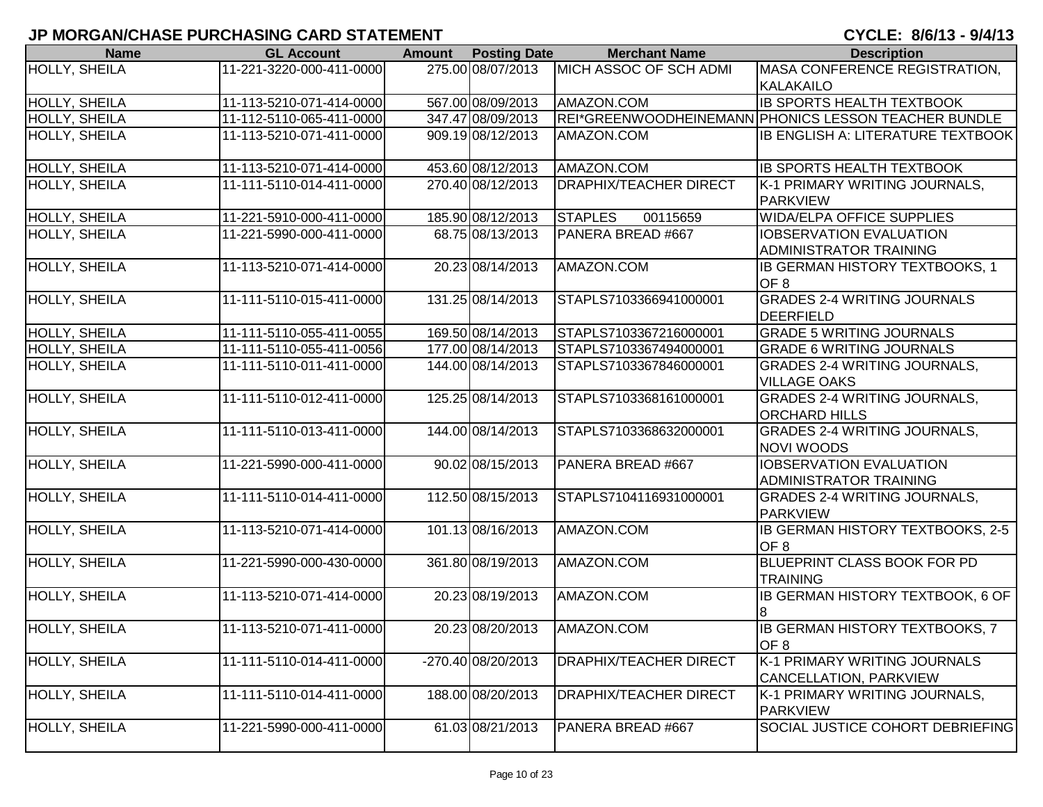# JP MORGAN/CHASE PURCHASING CARD STATEMENT

**CYCLE: 8/6/13 - 9/4/13**

| Name | GL Account | Amount | Posting Date | Merchant Name | Description |
|---|---|---|---|---|---|
| HOLLY, SHEILA | 11-221-3220-000-411-0000 | 275.00 | 08/07/2013 | MICH ASSOC OF SCH ADMI | MASA CONFERENCE REGISTRATION, KALAKAILO |
| HOLLY, SHEILA | 11-113-5210-071-414-0000 | 567.00 | 08/09/2013 | AMAZON.COM | IB SPORTS HEALTH TEXTBOOK |
| HOLLY, SHEILA | 11-112-5110-065-411-0000 | 347.47 | 08/09/2013 | REI*GREENWOODHEINEMANN | PHONICS LESSON TEACHER BUNDLE |
| HOLLY, SHEILA | 11-113-5210-071-411-0000 | 909.19 | 08/12/2013 | AMAZON.COM | IB ENGLISH A: LITERATURE TEXTBOOK |
| HOLLY, SHEILA | 11-113-5210-071-414-0000 | 453.60 | 08/12/2013 | AMAZON.COM | IB SPORTS HEALTH TEXTBOOK |
| HOLLY, SHEILA | 11-111-5110-014-411-0000 | 270.40 | 08/12/2013 | DRAPHIX/TEACHER DIRECT | K-1 PRIMARY WRITING JOURNALS, PARKVIEW |
| HOLLY, SHEILA | 11-221-5910-000-411-0000 | 185.90 | 08/12/2013 | STAPLES 00115659 | WIDA/ELPA OFFICE SUPPLIES |
| HOLLY, SHEILA | 11-221-5990-000-411-0000 | 68.75 | 08/13/2013 | PANERA BREAD #667 | IOBSERVATION EVALUATION ADMINISTRATOR TRAINING |
| HOLLY, SHEILA | 11-113-5210-071-414-0000 | 20.23 | 08/14/2013 | AMAZON.COM | IB GERMAN HISTORY TEXTBOOKS, 1 OF 8 |
| HOLLY, SHEILA | 11-111-5110-015-411-0000 | 131.25 | 08/14/2013 | STAPLS7103366941000001 | GRADES 2-4 WRITING JOURNALS DEERFIELD |
| HOLLY, SHEILA | 11-111-5110-055-411-0055 | 169.50 | 08/14/2013 | STAPLS7103367216000001 | GRADE 5 WRITING JOURNALS |
| HOLLY, SHEILA | 11-111-5110-055-411-0056 | 177.00 | 08/14/2013 | STAPLS7103367494000001 | GRADE 6 WRITING JOURNALS |
| HOLLY, SHEILA | 11-111-5110-011-411-0000 | 144.00 | 08/14/2013 | STAPLS7103367846000001 | GRADES 2-4 WRITING JOURNALS, VILLAGE OAKS |
| HOLLY, SHEILA | 11-111-5110-012-411-0000 | 125.25 | 08/14/2013 | STAPLS7103368161000001 | GRADES 2-4 WRITING JOURNALS, ORCHARD HILLS |
| HOLLY, SHEILA | 11-111-5110-013-411-0000 | 144.00 | 08/14/2013 | STAPLS7103368632000001 | GRADES 2-4 WRITING JOURNALS, NOVI WOODS |
| HOLLY, SHEILA | 11-221-5990-000-411-0000 | 90.02 | 08/15/2013 | PANERA BREAD #667 | IOBSERVATION EVALUATION ADMINISTRATOR TRAINING |
| HOLLY, SHEILA | 11-111-5110-014-411-0000 | 112.50 | 08/15/2013 | STAPLS7104116931000001 | GRADES 2-4 WRITING JOURNALS, PARKVIEW |
| HOLLY, SHEILA | 11-113-5210-071-414-0000 | 101.13 | 08/16/2013 | AMAZON.COM | IB GERMAN HISTORY TEXTBOOKS, 2-5 OF 8 |
| HOLLY, SHEILA | 11-221-5990-000-430-0000 | 361.80 | 08/19/2013 | AMAZON.COM | BLUEPRINT CLASS BOOK FOR PD TRAINING |
| HOLLY, SHEILA | 11-113-5210-071-414-0000 | 20.23 | 08/19/2013 | AMAZON.COM | IB GERMAN HISTORY TEXTBOOK, 6 OF 8 |
| HOLLY, SHEILA | 11-113-5210-071-411-0000 | 20.23 | 08/20/2013 | AMAZON.COM | IB GERMAN HISTORY TEXTBOOKS, 7 OF 8 |
| HOLLY, SHEILA | 11-111-5110-014-411-0000 | -270.40 | 08/20/2013 | DRAPHIX/TEACHER DIRECT | K-1 PRIMARY WRITING JOURNALS CANCELLATION, PARKVIEW |
| HOLLY, SHEILA | 11-111-5110-014-411-0000 | 188.00 | 08/20/2013 | DRAPHIX/TEACHER DIRECT | K-1 PRIMARY WRITING JOURNALS, PARKVIEW |
| HOLLY, SHEILA | 11-221-5990-000-411-0000 | 61.03 | 08/21/2013 | PANERA BREAD #667 | SOCIAL JUSTICE COHORT DEBRIEFING |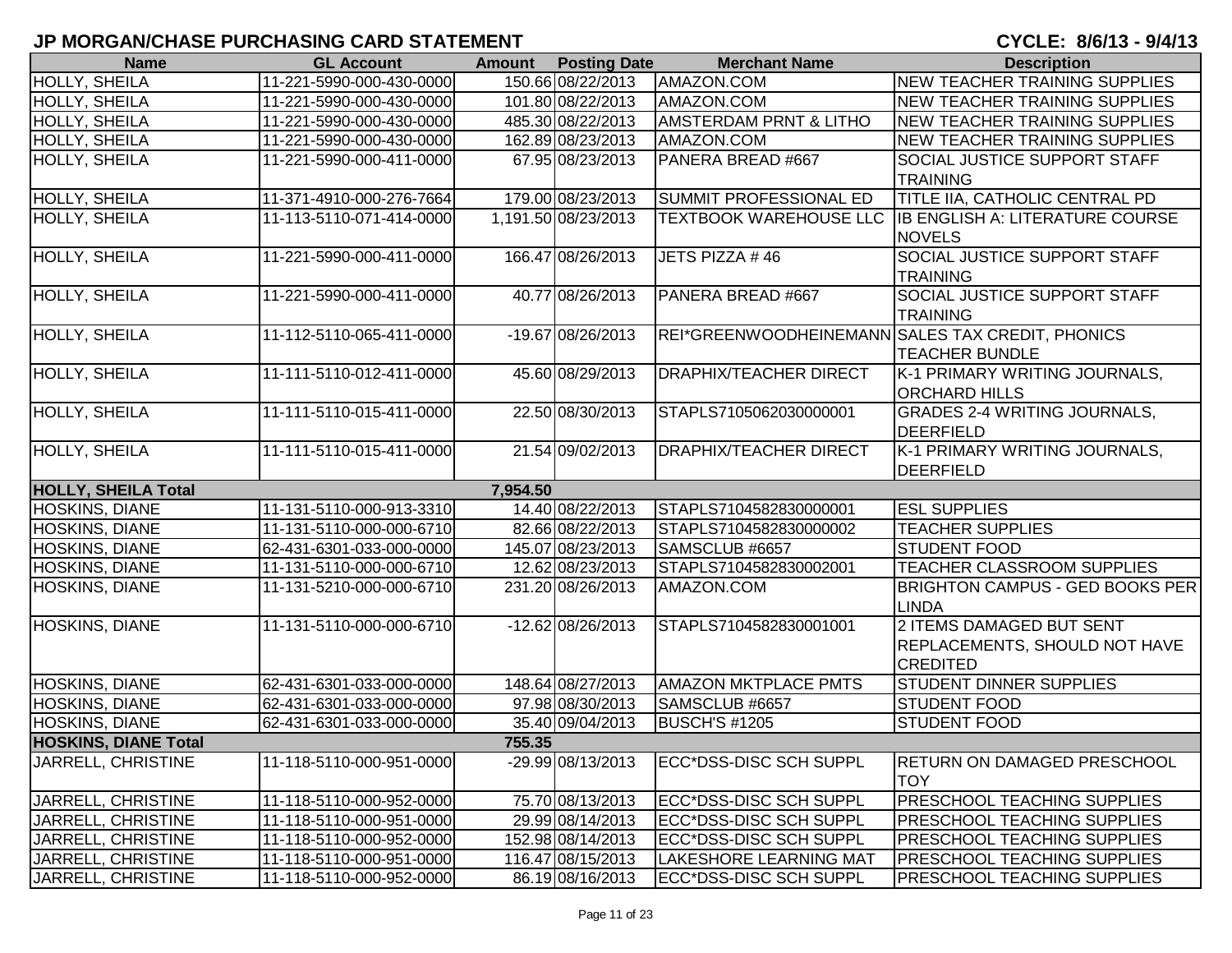# JP MORGAN/CHASE PURCHASING CARD STATEMENT

**CYCLE: 8/6/13 - 9/4/13**

| Name | GL Account | Amount | Posting Date | Merchant Name | Description |
|---|---|---|---|---|---|
| HOLLY, SHEILA | 11-221-5990-000-430-0000 | 150.66 | 08/22/2013 | AMAZON.COM | NEW TEACHER TRAINING SUPPLIES |
| HOLLY, SHEILA | 11-221-5990-000-430-0000 | 101.80 | 08/22/2013 | AMAZON.COM | NEW TEACHER TRAINING SUPPLIES |
| HOLLY, SHEILA | 11-221-5990-000-430-0000 | 485.30 | 08/22/2013 | AMSTERDAM PRNT & LITHO | NEW TEACHER TRAINING SUPPLIES |
| HOLLY, SHEILA | 11-221-5990-000-430-0000 | 162.89 | 08/23/2013 | AMAZON.COM | NEW TEACHER TRAINING SUPPLIES |
| HOLLY, SHEILA | 11-221-5990-000-411-0000 | 67.95 | 08/23/2013 | PANERA BREAD #667 | SOCIAL JUSTICE SUPPORT STAFF TRAINING |
| HOLLY, SHEILA | 11-371-4910-000-276-7664 | 179.00 | 08/23/2013 | SUMMIT PROFESSIONAL ED | TITLE IIA, CATHOLIC CENTRAL PD |
| HOLLY, SHEILA | 11-113-5110-071-414-0000 | 1,191.50 | 08/23/2013 | TEXTBOOK WAREHOUSE LLC | IB ENGLISH A: LITERATURE COURSE NOVELS |
| HOLLY, SHEILA | 11-221-5990-000-411-0000 | 166.47 | 08/26/2013 | JETS PIZZA # 46 | SOCIAL JUSTICE SUPPORT STAFF TRAINING |
| HOLLY, SHEILA | 11-221-5990-000-411-0000 | 40.77 | 08/26/2013 | PANERA BREAD #667 | SOCIAL JUSTICE SUPPORT STAFF TRAINING |
| HOLLY, SHEILA | 11-112-5110-065-411-0000 | -19.67 | 08/26/2013 | REI*GREENWOODHEINEMANN | SALES TAX CREDIT, PHONICS TEACHER BUNDLE |
| HOLLY, SHEILA | 11-111-5110-012-411-0000 | 45.60 | 08/29/2013 | DRAPHIX/TEACHER DIRECT | K-1 PRIMARY WRITING JOURNALS, ORCHARD HILLS |
| HOLLY, SHEILA | 11-111-5110-015-411-0000 | 22.50 | 08/30/2013 | STAPLS7105062030000001 | GRADES 2-4 WRITING JOURNALS, DEERFIELD |
| HOLLY, SHEILA | 11-111-5110-015-411-0000 | 21.54 | 09/02/2013 | DRAPHIX/TEACHER DIRECT | K-1 PRIMARY WRITING JOURNALS, DEERFIELD |
| **HOLLY, SHEILA Total** | | **7,954.50** | | | |
| HOSKINS, DIANE | 11-131-5110-000-913-3310 | 14.40 | 08/22/2013 | STAPLS7104582830000001 | ESL SUPPLIES |
| HOSKINS, DIANE | 11-131-5110-000-000-6710 | 82.66 | 08/22/2013 | STAPLS7104582830000002 | TEACHER SUPPLIES |
| HOSKINS, DIANE | 62-431-6301-033-000-0000 | 145.07 | 08/23/2013 | SAMSCLUB #6657 | STUDENT FOOD |
| HOSKINS, DIANE | 11-131-5110-000-000-6710 | 12.62 | 08/23/2013 | STAPLS7104582830002001 | TEACHER CLASSROOM SUPPLIES |
| HOSKINS, DIANE | 11-131-5210-000-000-6710 | 231.20 | 08/26/2013 | AMAZON.COM | BRIGHTON CAMPUS - GED BOOKS PER LINDA |
| HOSKINS, DIANE | 11-131-5110-000-000-6710 | -12.62 | 08/26/2013 | STAPLS7104582830001001 | 2 ITEMS DAMAGED BUT SENT REPLACEMENTS, SHOULD NOT HAVE CREDITED |
| HOSKINS, DIANE | 62-431-6301-033-000-0000 | 148.64 | 08/27/2013 | AMAZON MKTPLACE PMTS | STUDENT DINNER SUPPLIES |
| HOSKINS, DIANE | 62-431-6301-033-000-0000 | 97.98 | 08/30/2013 | SAMSCLUB #6657 | STUDENT FOOD |
| HOSKINS, DIANE | 62-431-6301-033-000-0000 | 35.40 | 09/04/2013 | BUSCH'S #1205 | STUDENT FOOD |
| **HOSKINS, DIANE Total** | | **755.35** | | | |
| JARRELL, CHRISTINE | 11-118-5110-000-951-0000 | -29.99 | 08/13/2013 | ECC*DSS-DISC SCH SUPPL | RETURN ON DAMAGED PRESCHOOL TOY |
| JARRELL, CHRISTINE | 11-118-5110-000-952-0000 | 75.70 | 08/13/2013 | ECC*DSS-DISC SCH SUPPL | PRESCHOOL TEACHING SUPPLIES |
| JARRELL, CHRISTINE | 11-118-5110-000-951-0000 | 29.99 | 08/14/2013 | ECC*DSS-DISC SCH SUPPL | PRESCHOOL TEACHING SUPPLIES |
| JARRELL, CHRISTINE | 11-118-5110-000-952-0000 | 152.98 | 08/14/2013 | ECC*DSS-DISC SCH SUPPL | PRESCHOOL TEACHING SUPPLIES |
| JARRELL, CHRISTINE | 11-118-5110-000-951-0000 | 116.47 | 08/15/2013 | LAKESHORE LEARNING MAT | PRESCHOOL TEACHING SUPPLIES |
| JARRELL, CHRISTINE | 11-118-5110-000-952-0000 | 86.19 | 08/16/2013 | ECC*DSS-DISC SCH SUPPL | PRESCHOOL TEACHING SUPPLIES |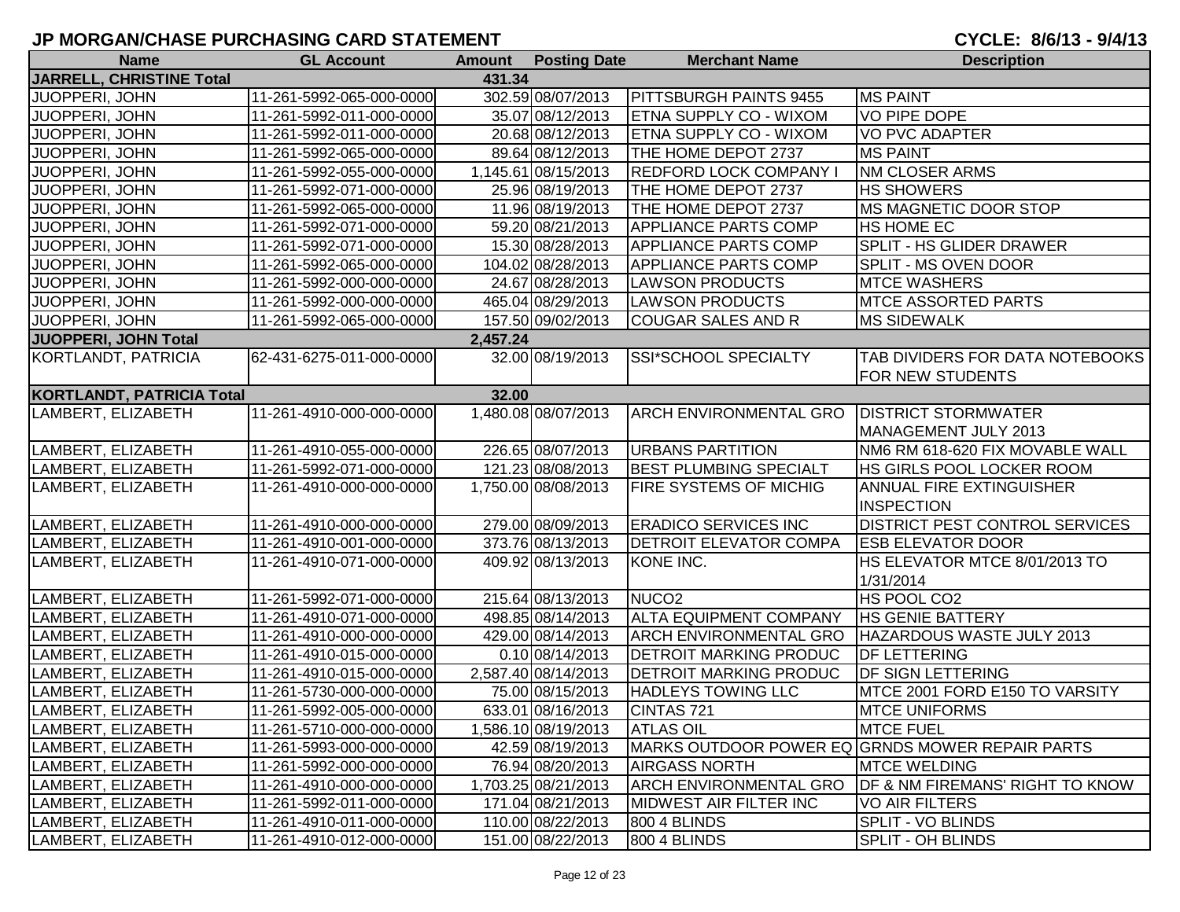# JP MORGAN/CHASE PURCHASING CARD STATEMENT

CYCLE: 8/6/13 - 9/4/13

| Name | GL Account | Amount | Posting Date | Merchant Name | Description |
|---|---|---|---|---|---|
| **JARRELL, CHRISTINE Total** | | **431.34** | | | |
| JUOPPERI, JOHN | 11-261-5992-065-000-0000 | 302.59 | 08/07/2013 | PITTSBURGH PAINTS 9455 | MS PAINT |
| JUOPPERI, JOHN | 11-261-5992-011-000-0000 | 35.07 | 08/12/2013 | ETNA SUPPLY CO - WIXOM | VO PIPE DOPE |
| JUOPPERI, JOHN | 11-261-5992-011-000-0000 | 20.68 | 08/12/2013 | ETNA SUPPLY CO - WIXOM | VO PVC ADAPTER |
| JUOPPERI, JOHN | 11-261-5992-065-000-0000 | 89.64 | 08/12/2013 | THE HOME DEPOT 2737 | MS PAINT |
| JUOPPERI, JOHN | 11-261-5992-055-000-0000 | 1,145.61 | 08/15/2013 | REDFORD LOCK COMPANY I | NM CLOSER ARMS |
| JUOPPERI, JOHN | 11-261-5992-071-000-0000 | 25.96 | 08/19/2013 | THE HOME DEPOT 2737 | HS SHOWERS |
| JUOPPERI, JOHN | 11-261-5992-065-000-0000 | 11.96 | 08/19/2013 | THE HOME DEPOT 2737 | MS MAGNETIC DOOR STOP |
| JUOPPERI, JOHN | 11-261-5992-071-000-0000 | 59.20 | 08/21/2013 | APPLIANCE PARTS COMP | HS HOME EC |
| JUOPPERI, JOHN | 11-261-5992-071-000-0000 | 15.30 | 08/28/2013 | APPLIANCE PARTS COMP | SPLIT - HS GLIDER DRAWER |
| JUOPPERI, JOHN | 11-261-5992-065-000-0000 | 104.02 | 08/28/2013 | APPLIANCE PARTS COMP | SPLIT - MS OVEN DOOR |
| JUOPPERI, JOHN | 11-261-5992-000-000-0000 | 24.67 | 08/28/2013 | LAWSON PRODUCTS | MTCE WASHERS |
| JUOPPERI, JOHN | 11-261-5992-000-000-0000 | 465.04 | 08/29/2013 | LAWSON PRODUCTS | MTCE ASSORTED PARTS |
| JUOPPERI, JOHN | 11-261-5992-065-000-0000 | 157.50 | 09/02/2013 | COUGAR SALES AND R | MS SIDEWALK |
| **JUOPPERI, JOHN Total** | | **2,457.24** | | | |
| KORTLANDT, PATRICIA | 62-431-6275-011-000-0000 | 32.00 | 08/19/2013 | SSI*SCHOOL SPECIALTY | TAB DIVIDERS FOR DATA NOTEBOOKS FOR NEW STUDENTS |
| **KORTLANDT, PATRICIA Total** | | **32.00** | | | |
| LAMBERT, ELIZABETH | 11-261-4910-000-000-0000 | 1,480.08 | 08/07/2013 | ARCH ENVIRONMENTAL GRO | DISTRICT STORMWATER MANAGEMENT JULY 2013 |
| LAMBERT, ELIZABETH | 11-261-4910-055-000-0000 | 226.65 | 08/07/2013 | URBANS PARTITION | NM6 RM 618-620 FIX MOVABLE WALL |
| LAMBERT, ELIZABETH | 11-261-5992-071-000-0000 | 121.23 | 08/08/2013 | BEST PLUMBING SPECIALT | HS GIRLS POOL LOCKER ROOM |
| LAMBERT, ELIZABETH | 11-261-4910-000-000-0000 | 1,750.00 | 08/08/2013 | FIRE SYSTEMS OF MICHIG | ANNUAL FIRE EXTINGUISHER INSPECTION |
| LAMBERT, ELIZABETH | 11-261-4910-000-000-0000 | 279.00 | 08/09/2013 | ERADICO SERVICES INC | DISTRICT PEST CONTROL SERVICES |
| LAMBERT, ELIZABETH | 11-261-4910-001-000-0000 | 373.76 | 08/13/2013 | DETROIT ELEVATOR COMPA | ESB ELEVATOR DOOR |
| LAMBERT, ELIZABETH | 11-261-4910-071-000-0000 | 409.92 | 08/13/2013 | KONE INC. | HS ELEVATOR MTCE 8/01/2013 TO 1/31/2014 |
| LAMBERT, ELIZABETH | 11-261-5992-071-000-0000 | 215.64 | 08/13/2013 | NUCO2 | HS POOL CO2 |
| LAMBERT, ELIZABETH | 11-261-4910-071-000-0000 | 498.85 | 08/14/2013 | ALTA EQUIPMENT COMPANY | HS GENIE BATTERY |
| LAMBERT, ELIZABETH | 11-261-4910-000-000-0000 | 429.00 | 08/14/2013 | ARCH ENVIRONMENTAL GRO | HAZARDOUS WASTE JULY 2013 |
| LAMBERT, ELIZABETH | 11-261-4910-015-000-0000 | 0.10 | 08/14/2013 | DETROIT MARKING PRODUC | DF LETTERING |
| LAMBERT, ELIZABETH | 11-261-4910-015-000-0000 | 2,587.40 | 08/14/2013 | DETROIT MARKING PRODUC | DF SIGN LETTERING |
| LAMBERT, ELIZABETH | 11-261-5730-000-000-0000 | 75.00 | 08/15/2013 | HADLEYS TOWING LLC | MTCE 2001 FORD E150 TO VARSITY |
| LAMBERT, ELIZABETH | 11-261-5992-005-000-0000 | 633.01 | 08/16/2013 | CINTAS 721 | MTCE UNIFORMS |
| LAMBERT, ELIZABETH | 11-261-5710-000-000-0000 | 1,586.10 | 08/19/2013 | ATLAS OIL | MTCE FUEL |
| LAMBERT, ELIZABETH | 11-261-5993-000-000-0000 | 42.59 | 08/19/2013 | MARKS OUTDOOR POWER EQ | GRNDS MOWER REPAIR PARTS |
| LAMBERT, ELIZABETH | 11-261-5992-000-000-0000 | 76.94 | 08/20/2013 | AIRGASS NORTH | MTCE WELDING |
| LAMBERT, ELIZABETH | 11-261-4910-000-000-0000 | 1,703.25 | 08/21/2013 | ARCH ENVIRONMENTAL GRO | DF & NM FIREMANS' RIGHT TO KNOW |
| LAMBERT, ELIZABETH | 11-261-5992-011-000-0000 | 171.04 | 08/21/2013 | MIDWEST AIR FILTER INC | VO AIR FILTERS |
| LAMBERT, ELIZABETH | 11-261-4910-011-000-0000 | 110.00 | 08/22/2013 | 800 4 BLINDS | SPLIT - VO BLINDS |
| LAMBERT, ELIZABETH | 11-261-4910-012-000-0000 | 151.00 | 08/22/2013 | 800 4 BLINDS | SPLIT - OH BLINDS |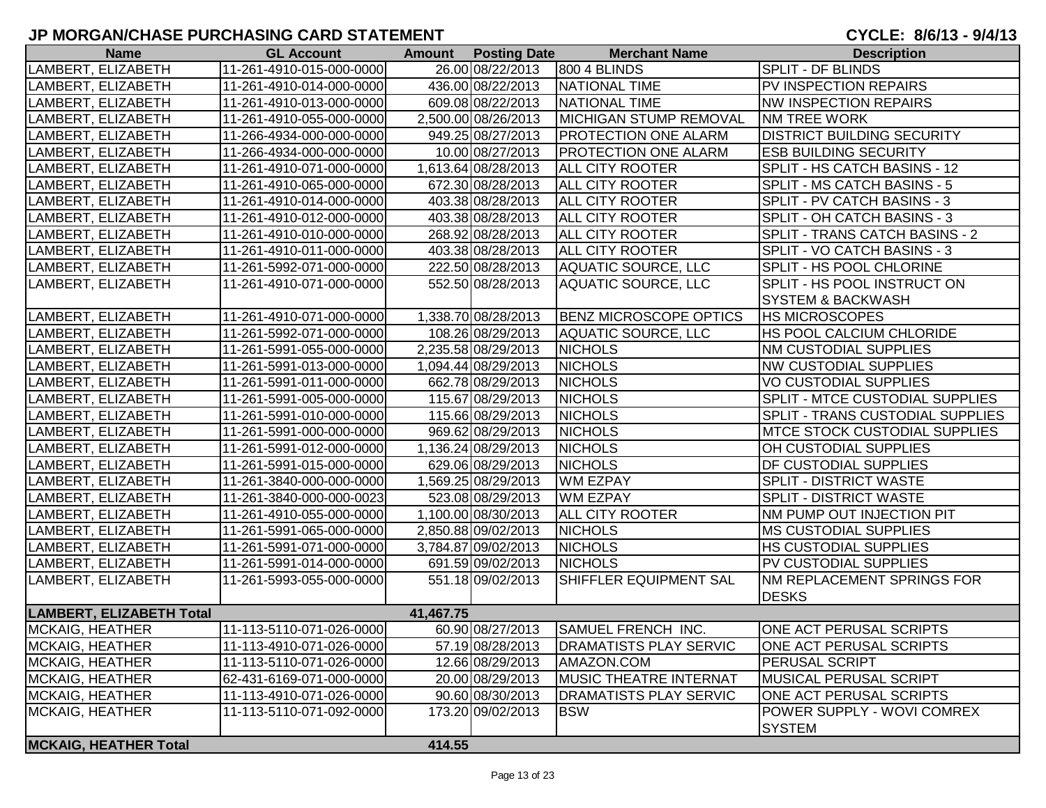# JP MORGAN/CHASE PURCHASING CARD STATEMENT

**CYCLE: 8/6/13 - 9/4/13**

| Name | GL Account | Amount | Posting Date | Merchant Name | Description |
|---|---|---|---|---|---|
| LAMBERT, ELIZABETH | 11-261-4910-015-000-0000 | 26.00 | 08/22/2013 | 800 4 BLINDS | SPLIT - DF BLINDS |
| LAMBERT, ELIZABETH | 11-261-4910-014-000-0000 | 436.00 | 08/22/2013 | NATIONAL TIME | PV INSPECTION REPAIRS |
| LAMBERT, ELIZABETH | 11-261-4910-013-000-0000 | 609.08 | 08/22/2013 | NATIONAL TIME | NW INSPECTION REPAIRS |
| LAMBERT, ELIZABETH | 11-261-4910-055-000-0000 | 2,500.00 | 08/26/2013 | MICHIGAN STUMP REMOVAL | NM TREE WORK |
| LAMBERT, ELIZABETH | 11-266-4934-000-000-0000 | 949.25 | 08/27/2013 | PROTECTION ONE ALARM | DISTRICT BUILDING SECURITY |
| LAMBERT, ELIZABETH | 11-266-4934-000-000-0000 | 10.00 | 08/27/2013 | PROTECTION ONE ALARM | ESB BUILDING SECURITY |
| LAMBERT, ELIZABETH | 11-261-4910-071-000-0000 | 1,613.64 | 08/28/2013 | ALL CITY ROOTER | SPLIT - HS CATCH BASINS - 12 |
| LAMBERT, ELIZABETH | 11-261-4910-065-000-0000 | 672.30 | 08/28/2013 | ALL CITY ROOTER | SPLIT - MS CATCH BASINS - 5 |
| LAMBERT, ELIZABETH | 11-261-4910-014-000-0000 | 403.38 | 08/28/2013 | ALL CITY ROOTER | SPLIT - PV CATCH BASINS - 3 |
| LAMBERT, ELIZABETH | 11-261-4910-012-000-0000 | 403.38 | 08/28/2013 | ALL CITY ROOTER | SPLIT - OH CATCH BASINS - 3 |
| LAMBERT, ELIZABETH | 11-261-4910-010-000-0000 | 268.92 | 08/28/2013 | ALL CITY ROOTER | SPLIT - TRANS CATCH BASINS - 2 |
| LAMBERT, ELIZABETH | 11-261-4910-011-000-0000 | 403.38 | 08/28/2013 | ALL CITY ROOTER | SPLIT - VO CATCH BASINS - 3 |
| LAMBERT, ELIZABETH | 11-261-5992-071-000-0000 | 222.50 | 08/28/2013 | AQUATIC SOURCE, LLC | SPLIT - HS POOL CHLORINE |
| LAMBERT, ELIZABETH | 11-261-4910-071-000-0000 | 552.50 | 08/28/2013 | AQUATIC SOURCE, LLC | SPLIT - HS POOL INSTRUCT ON SYSTEM & BACKWASH |
| LAMBERT, ELIZABETH | 11-261-4910-071-000-0000 | 1,338.70 | 08/28/2013 | BENZ MICROSCOPE OPTICS | HS MICROSCOPES |
| LAMBERT, ELIZABETH | 11-261-5992-071-000-0000 | 108.26 | 08/29/2013 | AQUATIC SOURCE, LLC | HS POOL CALCIUM CHLORIDE |
| LAMBERT, ELIZABETH | 11-261-5991-055-000-0000 | 2,235.58 | 08/29/2013 | NICHOLS | NM CUSTODIAL SUPPLIES |
| LAMBERT, ELIZABETH | 11-261-5991-013-000-0000 | 1,094.44 | 08/29/2013 | NICHOLS | NW CUSTODIAL SUPPLIES |
| LAMBERT, ELIZABETH | 11-261-5991-011-000-0000 | 662.78 | 08/29/2013 | NICHOLS | VO CUSTODIAL SUPPLIES |
| LAMBERT, ELIZABETH | 11-261-5991-005-000-0000 | 115.67 | 08/29/2013 | NICHOLS | SPLIT - MTCE CUSTODIAL SUPPLIES |
| LAMBERT, ELIZABETH | 11-261-5991-010-000-0000 | 115.66 | 08/29/2013 | NICHOLS | SPLIT - TRANS CUSTODIAL SUPPLIES |
| LAMBERT, ELIZABETH | 11-261-5991-000-000-0000 | 969.62 | 08/29/2013 | NICHOLS | MTCE STOCK CUSTODIAL SUPPLIES |
| LAMBERT, ELIZABETH | 11-261-5991-012-000-0000 | 1,136.24 | 08/29/2013 | NICHOLS | OH CUSTODIAL SUPPLIES |
| LAMBERT, ELIZABETH | 11-261-5991-015-000-0000 | 629.06 | 08/29/2013 | NICHOLS | DF CUSTODIAL SUPPLIES |
| LAMBERT, ELIZABETH | 11-261-3840-000-000-0000 | 1,569.25 | 08/29/2013 | WM EZPAY | SPLIT - DISTRICT WASTE |
| LAMBERT, ELIZABETH | 11-261-3840-000-000-0023 | 523.08 | 08/29/2013 | WM EZPAY | SPLIT - DISTRICT WASTE |
| LAMBERT, ELIZABETH | 11-261-4910-055-000-0000 | 1,100.00 | 08/30/2013 | ALL CITY ROOTER | NM PUMP OUT INJECTION PIT |
| LAMBERT, ELIZABETH | 11-261-5991-065-000-0000 | 2,850.88 | 09/02/2013 | NICHOLS | MS CUSTODIAL SUPPLIES |
| LAMBERT, ELIZABETH | 11-261-5991-071-000-0000 | 3,784.87 | 09/02/2013 | NICHOLS | HS CUSTODIAL SUPPLIES |
| LAMBERT, ELIZABETH | 11-261-5991-014-000-0000 | 691.59 | 09/02/2013 | NICHOLS | PV CUSTODIAL SUPPLIES |
| LAMBERT, ELIZABETH | 11-261-5993-055-000-0000 | 551.18 | 09/02/2013 | SHIFFLER EQUIPMENT SAL | NM REPLACEMENT SPRINGS FOR DESKS |
| **LAMBERT, ELIZABETH Total** | | **41,467.75** | | | |
| MCKAIG, HEATHER | 11-113-5110-071-026-0000 | 60.90 | 08/27/2013 | SAMUEL FRENCH INC. | ONE ACT PERUSAL SCRIPTS |
| MCKAIG, HEATHER | 11-113-4910-071-026-0000 | 57.19 | 08/28/2013 | DRAMATISTS PLAY SERVIC | ONE ACT PERUSAL SCRIPTS |
| MCKAIG, HEATHER | 11-113-5110-071-026-0000 | 12.66 | 08/29/2013 | AMAZON.COM | PERUSAL SCRIPT |
| MCKAIG, HEATHER | 62-431-6169-071-000-0000 | 20.00 | 08/29/2013 | MUSIC THEATRE INTERNAT | MUSICAL PERUSAL SCRIPT |
| MCKAIG, HEATHER | 11-113-4910-071-026-0000 | 90.60 | 08/30/2013 | DRAMATISTS PLAY SERVIC | ONE ACT PERUSAL SCRIPTS |
| MCKAIG, HEATHER | 11-113-5110-071-092-0000 | 173.20 | 09/02/2013 | BSW | POWER SUPPLY - WOVI COMREX SYSTEM |
| **MCKAIG, HEATHER Total** | | **414.55** | | | |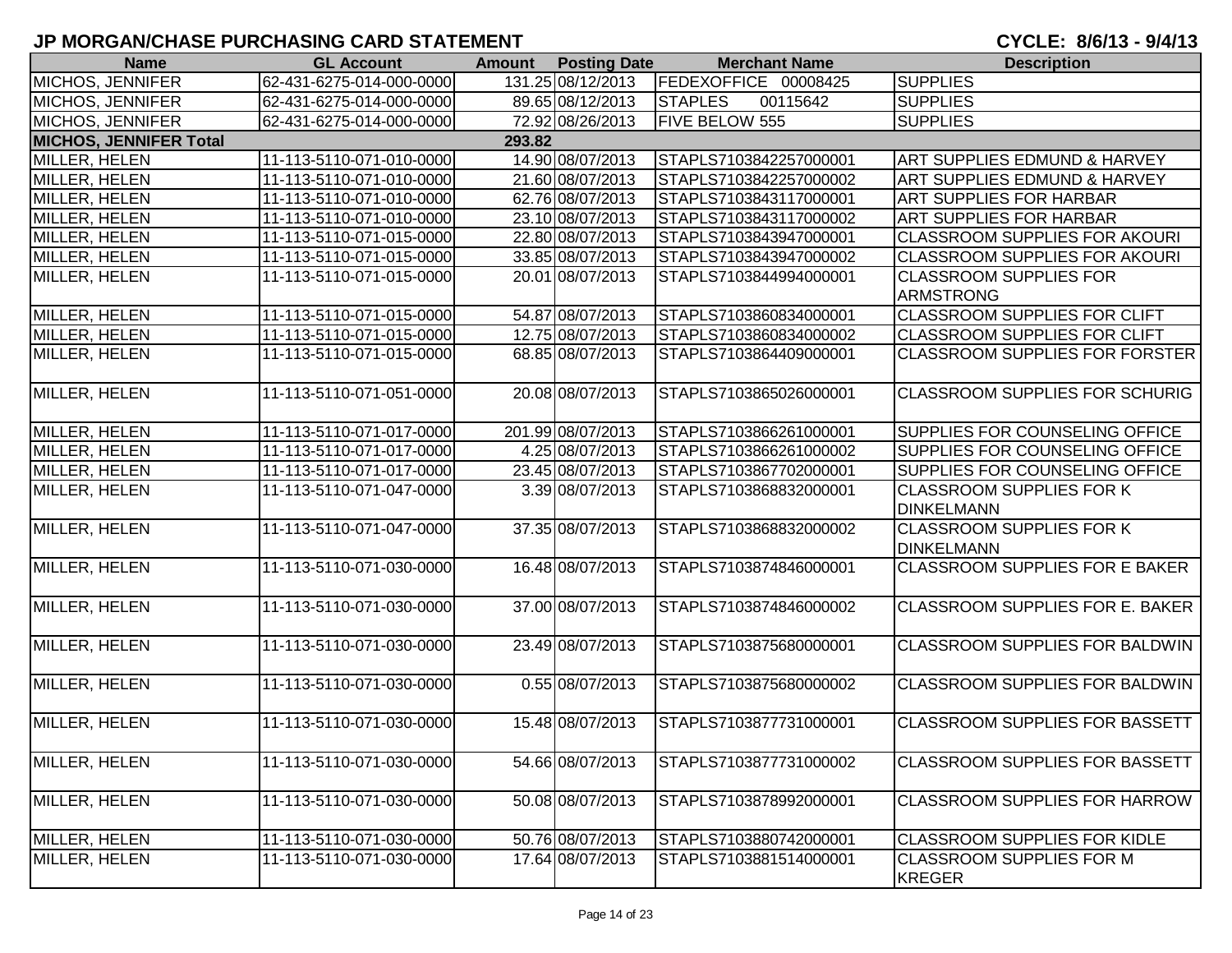## JP MORGAN/CHASE PURCHASING CARD STATEMENT

**CYCLE: 8/6/13 - 9/4/13**

| Name | GL Account | Amount | Posting Date | Merchant Name | Description |
|---|---|---|---|---|---|
| MICHOS, JENNIFER | 62-431-6275-014-000-0000 | 131.25 | 08/12/2013 | FEDEXOFFICE 00008425 | SUPPLIES |
| MICHOS, JENNIFER | 62-431-6275-014-000-0000 | 89.65 | 08/12/2013 | STAPLES 00115642 | SUPPLIES |
| MICHOS, JENNIFER | 62-431-6275-014-000-0000 | 72.92 | 08/26/2013 | FIVE BELOW 555 | SUPPLIES |
| **MICHOS, JENNIFER Total** | | **293.82** | | | |
| MILLER, HELEN | 11-113-5110-071-010-0000 | 14.90 | 08/07/2013 | STAPLS7103842257000001 | ART SUPPLIES EDMUND & HARVEY |
| MILLER, HELEN | 11-113-5110-071-010-0000 | 21.60 | 08/07/2013 | STAPLS7103842257000002 | ART SUPPLIES EDMUND & HARVEY |
| MILLER, HELEN | 11-113-5110-071-010-0000 | 62.76 | 08/07/2013 | STAPLS7103843117000001 | ART SUPPLIES FOR HARBAR |
| MILLER, HELEN | 11-113-5110-071-010-0000 | 23.10 | 08/07/2013 | STAPLS7103843117000002 | ART SUPPLIES FOR HARBAR |
| MILLER, HELEN | 11-113-5110-071-015-0000 | 22.80 | 08/07/2013 | STAPLS7103843947000001 | CLASSROOM SUPPLIES FOR AKOURI |
| MILLER, HELEN | 11-113-5110-071-015-0000 | 33.85 | 08/07/2013 | STAPLS7103843947000002 | CLASSROOM SUPPLIES FOR AKOURI |
| MILLER, HELEN | 11-113-5110-071-015-0000 | 20.01 | 08/07/2013 | STAPLS7103844994000001 | CLASSROOM SUPPLIES FOR ARMSTRONG |
| MILLER, HELEN | 11-113-5110-071-015-0000 | 54.87 | 08/07/2013 | STAPLS7103860834000001 | CLASSROOM SUPPLIES FOR CLIFT |
| MILLER, HELEN | 11-113-5110-071-015-0000 | 12.75 | 08/07/2013 | STAPLS7103860834000002 | CLASSROOM SUPPLIES FOR CLIFT |
| MILLER, HELEN | 11-113-5110-071-015-0000 | 68.85 | 08/07/2013 | STAPLS7103864409000001 | CLASSROOM SUPPLIES FOR FORSTER |
| MILLER, HELEN | 11-113-5110-071-051-0000 | 20.08 | 08/07/2013 | STAPLS7103865026000001 | CLASSROOM SUPPLIES FOR SCHURIG |
| MILLER, HELEN | 11-113-5110-071-017-0000 | 201.99 | 08/07/2013 | STAPLS7103866261000001 | SUPPLIES FOR COUNSELING OFFICE |
| MILLER, HELEN | 11-113-5110-071-017-0000 | 4.25 | 08/07/2013 | STAPLS7103866261000002 | SUPPLIES FOR COUNSELING OFFICE |
| MILLER, HELEN | 11-113-5110-071-017-0000 | 23.45 | 08/07/2013 | STAPLS7103867702000001 | SUPPLIES FOR COUNSELING OFFICE |
| MILLER, HELEN | 11-113-5110-071-047-0000 | 3.39 | 08/07/2013 | STAPLS7103868832000001 | CLASSROOM SUPPLIES FOR K DINKELMANN |
| MILLER, HELEN | 11-113-5110-071-047-0000 | 37.35 | 08/07/2013 | STAPLS7103868832000002 | CLASSROOM SUPPLIES FOR K DINKELMANN |
| MILLER, HELEN | 11-113-5110-071-030-0000 | 16.48 | 08/07/2013 | STAPLS7103874846000001 | CLASSROOM SUPPLIES FOR E BAKER |
| MILLER, HELEN | 11-113-5110-071-030-0000 | 37.00 | 08/07/2013 | STAPLS7103874846000002 | CLASSROOM SUPPLIES FOR E. BAKER |
| MILLER, HELEN | 11-113-5110-071-030-0000 | 23.49 | 08/07/2013 | STAPLS7103875680000001 | CLASSROOM SUPPLIES FOR BALDWIN |
| MILLER, HELEN | 11-113-5110-071-030-0000 | 0.55 | 08/07/2013 | STAPLS7103875680000002 | CLASSROOM SUPPLIES FOR BALDWIN |
| MILLER, HELEN | 11-113-5110-071-030-0000 | 15.48 | 08/07/2013 | STAPLS7103877731000001 | CLASSROOM SUPPLIES FOR BASSETT |
| MILLER, HELEN | 11-113-5110-071-030-0000 | 54.66 | 08/07/2013 | STAPLS7103877731000002 | CLASSROOM SUPPLIES FOR BASSETT |
| MILLER, HELEN | 11-113-5110-071-030-0000 | 50.08 | 08/07/2013 | STAPLS7103878992000001 | CLASSROOM SUPPLIES FOR HARROW |
| MILLER, HELEN | 11-113-5110-071-030-0000 | 50.76 | 08/07/2013 | STAPLS7103880742000001 | CLASSROOM SUPPLIES FOR KIDLE |
| MILLER, HELEN | 11-113-5110-071-030-0000 | 17.64 | 08/07/2013 | STAPLS7103881514000001 | CLASSROOM SUPPLIES FOR M KREGER |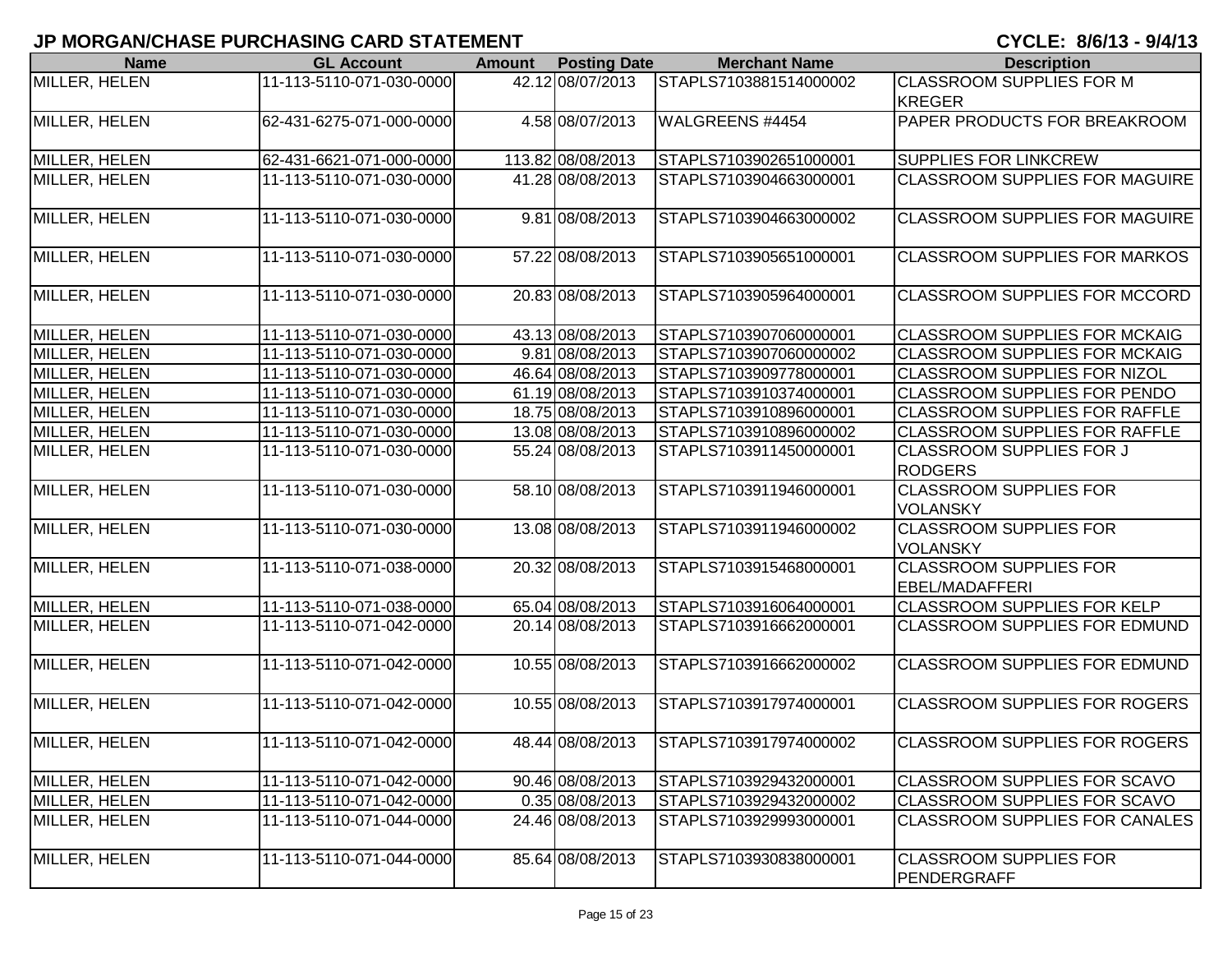## JP MORGAN/CHASE PURCHASING CARD STATEMENT

**CYCLE: 8/6/13 - 9/4/13**

| Name | GL Account | Amount | Posting Date | Merchant Name | Description |
|---|---|---|---|---|---|
| MILLER, HELEN | 11-113-5110-071-030-0000 | 42.12 | 08/07/2013 | STAPLS7103881514000002 | CLASSROOM SUPPLIES FOR M KREGER |
| MILLER, HELEN | 62-431-6275-071-000-0000 | 4.58 | 08/07/2013 | WALGREENS #4454 | PAPER PRODUCTS FOR BREAKROOM |
| MILLER, HELEN | 62-431-6621-071-000-0000 | 113.82 | 08/08/2013 | STAPLS7103902651000001 | SUPPLIES FOR LINKCREW |
| MILLER, HELEN | 11-113-5110-071-030-0000 | 41.28 | 08/08/2013 | STAPLS7103904663000001 | CLASSROOM SUPPLIES FOR MAGUIRE |
| MILLER, HELEN | 11-113-5110-071-030-0000 | 9.81 | 08/08/2013 | STAPLS7103904663000002 | CLASSROOM SUPPLIES FOR MAGUIRE |
| MILLER, HELEN | 11-113-5110-071-030-0000 | 57.22 | 08/08/2013 | STAPLS7103905651000001 | CLASSROOM SUPPLIES FOR MARKOS |
| MILLER, HELEN | 11-113-5110-071-030-0000 | 20.83 | 08/08/2013 | STAPLS7103905964000001 | CLASSROOM SUPPLIES FOR MCCORD |
| MILLER, HELEN | 11-113-5110-071-030-0000 | 43.13 | 08/08/2013 | STAPLS7103907060000001 | CLASSROOM SUPPLIES FOR MCKAIG |
| MILLER, HELEN | 11-113-5110-071-030-0000 | 9.81 | 08/08/2013 | STAPLS7103907060000002 | CLASSROOM SUPPLIES FOR MCKAIG |
| MILLER, HELEN | 11-113-5110-071-030-0000 | 46.64 | 08/08/2013 | STAPLS7103909778000001 | CLASSROOM SUPPLIES FOR NIZOL |
| MILLER, HELEN | 11-113-5110-071-030-0000 | 61.19 | 08/08/2013 | STAPLS7103910374000001 | CLASSROOM SUPPLIES FOR PENDO |
| MILLER, HELEN | 11-113-5110-071-030-0000 | 18.75 | 08/08/2013 | STAPLS7103910896000001 | CLASSROOM SUPPLIES FOR RAFFLE |
| MILLER, HELEN | 11-113-5110-071-030-0000 | 13.08 | 08/08/2013 | STAPLS7103910896000002 | CLASSROOM SUPPLIES FOR RAFFLE |
| MILLER, HELEN | 11-113-5110-071-030-0000 | 55.24 | 08/08/2013 | STAPLS7103911450000001 | CLASSROOM SUPPLIES FOR J RODGERS |
| MILLER, HELEN | 11-113-5110-071-030-0000 | 58.10 | 08/08/2013 | STAPLS7103911946000001 | CLASSROOM SUPPLIES FOR VOLANSKY |
| MILLER, HELEN | 11-113-5110-071-030-0000 | 13.08 | 08/08/2013 | STAPLS7103911946000002 | CLASSROOM SUPPLIES FOR VOLANSKY |
| MILLER, HELEN | 11-113-5110-071-038-0000 | 20.32 | 08/08/2013 | STAPLS7103915468000001 | CLASSROOM SUPPLIES FOR EBEL/MADAFFERI |
| MILLER, HELEN | 11-113-5110-071-038-0000 | 65.04 | 08/08/2013 | STAPLS7103916064000001 | CLASSROOM SUPPLIES FOR KELP |
| MILLER, HELEN | 11-113-5110-071-042-0000 | 20.14 | 08/08/2013 | STAPLS7103916662000001 | CLASSROOM SUPPLIES FOR EDMUND |
| MILLER, HELEN | 11-113-5110-071-042-0000 | 10.55 | 08/08/2013 | STAPLS7103916662000002 | CLASSROOM SUPPLIES FOR EDMUND |
| MILLER, HELEN | 11-113-5110-071-042-0000 | 10.55 | 08/08/2013 | STAPLS7103917974000001 | CLASSROOM SUPPLIES FOR ROGERS |
| MILLER, HELEN | 11-113-5110-071-042-0000 | 48.44 | 08/08/2013 | STAPLS7103917974000002 | CLASSROOM SUPPLIES FOR ROGERS |
| MILLER, HELEN | 11-113-5110-071-042-0000 | 90.46 | 08/08/2013 | STAPLS7103929432000001 | CLASSROOM SUPPLIES FOR SCAVO |
| MILLER, HELEN | 11-113-5110-071-042-0000 | 0.35 | 08/08/2013 | STAPLS7103929432000002 | CLASSROOM SUPPLIES FOR SCAVO |
| MILLER, HELEN | 11-113-5110-071-044-0000 | 24.46 | 08/08/2013 | STAPLS7103929993000001 | CLASSROOM SUPPLIES FOR CANALES |
| MILLER, HELEN | 11-113-5110-071-044-0000 | 85.64 | 08/08/2013 | STAPLS7103930838000001 | CLASSROOM SUPPLIES FOR PENDERGRAFF |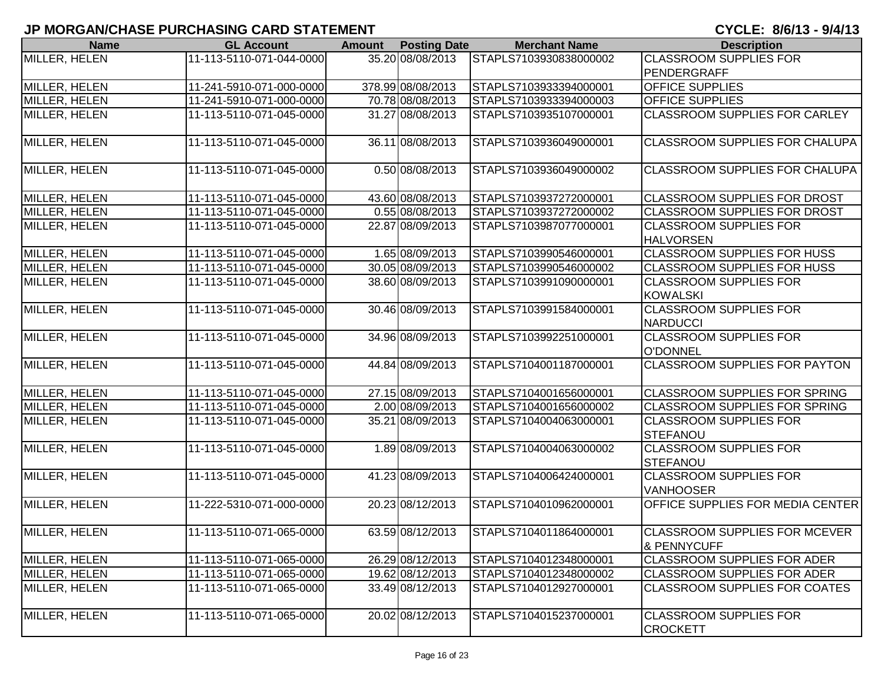## JP MORGAN/CHASE PURCHASING CARD STATEMENT

**CYCLE: 8/6/13 - 9/4/13**

| Name | GL Account | Amount | Posting Date | Merchant Name | Description |
|---|---|---|---|---|---|
| MILLER, HELEN | 11-113-5110-071-044-0000 | 35.20 | 08/08/2013 | STAPLS7103930838000002 | CLASSROOM SUPPLIES FOR PENDERGRAFF |
| MILLER, HELEN | 11-241-5910-071-000-0000 | 378.99 | 08/08/2013 | STAPLS7103933394000001 | OFFICE SUPPLIES |
| MILLER, HELEN | 11-241-5910-071-000-0000 | 70.78 | 08/08/2013 | STAPLS7103933394000003 | OFFICE SUPPLIES |
| MILLER, HELEN | 11-113-5110-071-045-0000 | 31.27 | 08/08/2013 | STAPLS7103935107000001 | CLASSROOM SUPPLIES FOR CARLEY |
| MILLER, HELEN | 11-113-5110-071-045-0000 | 36.11 | 08/08/2013 | STAPLS7103936049000001 | CLASSROOM SUPPLIES FOR CHALUPA |
| MILLER, HELEN | 11-113-5110-071-045-0000 | 0.50 | 08/08/2013 | STAPLS7103936049000002 | CLASSROOM SUPPLIES FOR CHALUPA |
| MILLER, HELEN | 11-113-5110-071-045-0000 | 43.60 | 08/08/2013 | STAPLS7103937272000001 | CLASSROOM SUPPLIES FOR DROST |
| MILLER, HELEN | 11-113-5110-071-045-0000 | 0.55 | 08/08/2013 | STAPLS7103937272000002 | CLASSROOM SUPPLIES FOR DROST |
| MILLER, HELEN | 11-113-5110-071-045-0000 | 22.87 | 08/09/2013 | STAPLS7103987077000001 | CLASSROOM SUPPLIES FOR HALVORSEN |
| MILLER, HELEN | 11-113-5110-071-045-0000 | 1.65 | 08/09/2013 | STAPLS7103990546000001 | CLASSROOM SUPPLIES FOR HUSS |
| MILLER, HELEN | 11-113-5110-071-045-0000 | 30.05 | 08/09/2013 | STAPLS7103990546000002 | CLASSROOM SUPPLIES FOR HUSS |
| MILLER, HELEN | 11-113-5110-071-045-0000 | 38.60 | 08/09/2013 | STAPLS7103991090000001 | CLASSROOM SUPPLIES FOR KOWALSKI |
| MILLER, HELEN | 11-113-5110-071-045-0000 | 30.46 | 08/09/2013 | STAPLS7103991584000001 | CLASSROOM SUPPLIES FOR NARDUCCI |
| MILLER, HELEN | 11-113-5110-071-045-0000 | 34.96 | 08/09/2013 | STAPLS7103992251000001 | CLASSROOM SUPPLIES FOR O'DONNEL |
| MILLER, HELEN | 11-113-5110-071-045-0000 | 44.84 | 08/09/2013 | STAPLS7104001187000001 | CLASSROOM SUPPLIES FOR PAYTON |
| MILLER, HELEN | 11-113-5110-071-045-0000 | 27.15 | 08/09/2013 | STAPLS7104001656000001 | CLASSROOM SUPPLIES FOR SPRING |
| MILLER, HELEN | 11-113-5110-071-045-0000 | 2.00 | 08/09/2013 | STAPLS7104001656000002 | CLASSROOM SUPPLIES FOR SPRING |
| MILLER, HELEN | 11-113-5110-071-045-0000 | 35.21 | 08/09/2013 | STAPLS7104004063000001 | CLASSROOM SUPPLIES FOR STEFANOU |
| MILLER, HELEN | 11-113-5110-071-045-0000 | 1.89 | 08/09/2013 | STAPLS7104004063000002 | CLASSROOM SUPPLIES FOR STEFANOU |
| MILLER, HELEN | 11-113-5110-071-045-0000 | 41.23 | 08/09/2013 | STAPLS7104006424000001 | CLASSROOM SUPPLIES FOR VANHOOSER |
| MILLER, HELEN | 11-222-5310-071-000-0000 | 20.23 | 08/12/2013 | STAPLS7104010962000001 | OFFICE SUPPLIES FOR MEDIA CENTER |
| MILLER, HELEN | 11-113-5110-071-065-0000 | 63.59 | 08/12/2013 | STAPLS7104011864000001 | CLASSROOM SUPPLIES FOR MCEVER & PENNYCUFF |
| MILLER, HELEN | 11-113-5110-071-065-0000 | 26.29 | 08/12/2013 | STAPLS7104012348000001 | CLASSROOM SUPPLIES FOR ADER |
| MILLER, HELEN | 11-113-5110-071-065-0000 | 19.62 | 08/12/2013 | STAPLS7104012348000002 | CLASSROOM SUPPLIES FOR ADER |
| MILLER, HELEN | 11-113-5110-071-065-0000 | 33.49 | 08/12/2013 | STAPLS7104012927000001 | CLASSROOM SUPPLIES FOR COATES |
| MILLER, HELEN | 11-113-5110-071-065-0000 | 20.02 | 08/12/2013 | STAPLS7104015237000001 | CLASSROOM SUPPLIES FOR CROCKETT |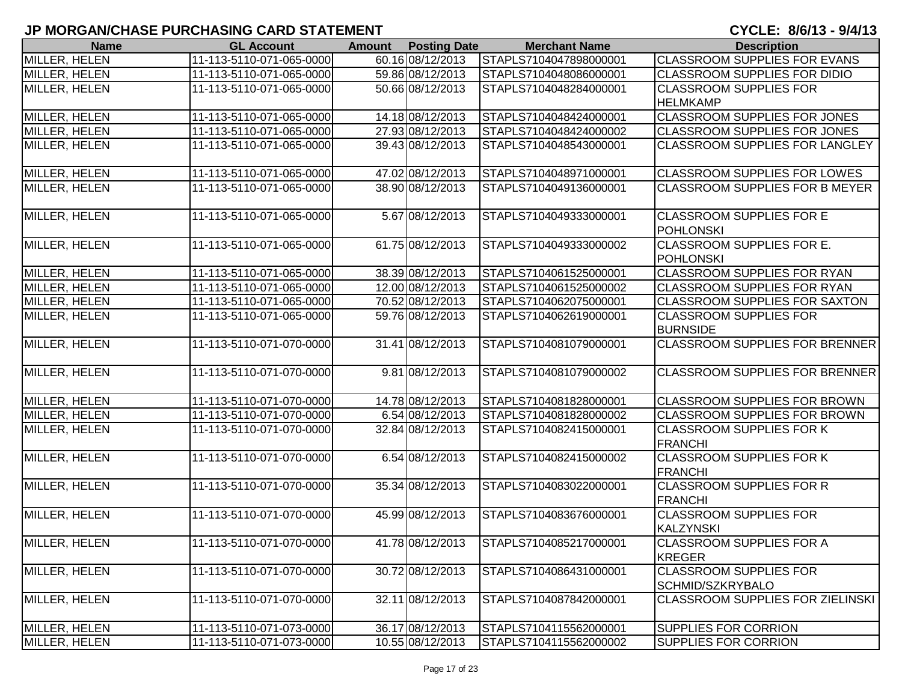## JP MORGAN/CHASE PURCHASING CARD STATEMENT

**CYCLE: 8/6/13 - 9/4/13**

| Name | GL Account | Amount | Posting Date | Merchant Name | Description |
|---|---|---|---|---|---|
| MILLER, HELEN | 11-113-5110-071-065-0000 | 60.16 | 08/12/2013 | STAPLS7104047898000001 | CLASSROOM SUPPLIES FOR EVANS |
| MILLER, HELEN | 11-113-5110-071-065-0000 | 59.86 | 08/12/2013 | STAPLS7104048086000001 | CLASSROOM SUPPLIES FOR DIDIO |
| MILLER, HELEN | 11-113-5110-071-065-0000 | 50.66 | 08/12/2013 | STAPLS7104048284000001 | CLASSROOM SUPPLIES FOR HELMKAMP |
| MILLER, HELEN | 11-113-5110-071-065-0000 | 14.18 | 08/12/2013 | STAPLS7104048424000001 | CLASSROOM SUPPLIES FOR JONES |
| MILLER, HELEN | 11-113-5110-071-065-0000 | 27.93 | 08/12/2013 | STAPLS7104048424000002 | CLASSROOM SUPPLIES FOR JONES |
| MILLER, HELEN | 11-113-5110-071-065-0000 | 39.43 | 08/12/2013 | STAPLS7104048543000001 | CLASSROOM SUPPLIES FOR LANGLEY |
| MILLER, HELEN | 11-113-5110-071-065-0000 | 47.02 | 08/12/2013 | STAPLS7104048971000001 | CLASSROOM SUPPLIES FOR LOWES |
| MILLER, HELEN | 11-113-5110-071-065-0000 | 38.90 | 08/12/2013 | STAPLS7104049136000001 | CLASSROOM SUPPLIES FOR B MEYER |
| MILLER, HELEN | 11-113-5110-071-065-0000 | 5.67 | 08/12/2013 | STAPLS7104049333000001 | CLASSROOM SUPPLIES FOR E POHLONSKI |
| MILLER, HELEN | 11-113-5110-071-065-0000 | 61.75 | 08/12/2013 | STAPLS7104049333000002 | CLASSROOM SUPPLIES FOR E. POHLONSKI |
| MILLER, HELEN | 11-113-5110-071-065-0000 | 38.39 | 08/12/2013 | STAPLS7104061525000001 | CLASSROOM SUPPLIES FOR RYAN |
| MILLER, HELEN | 11-113-5110-071-065-0000 | 12.00 | 08/12/2013 | STAPLS7104061525000002 | CLASSROOM SUPPLIES FOR RYAN |
| MILLER, HELEN | 11-113-5110-071-065-0000 | 70.52 | 08/12/2013 | STAPLS7104062075000001 | CLASSROOM SUPPLIES FOR SAXTON |
| MILLER, HELEN | 11-113-5110-071-065-0000 | 59.76 | 08/12/2013 | STAPLS7104062619000001 | CLASSROOM SUPPLIES FOR BURNSIDE |
| MILLER, HELEN | 11-113-5110-071-070-0000 | 31.41 | 08/12/2013 | STAPLS7104081079000001 | CLASSROOM SUPPLIES FOR BRENNER |
| MILLER, HELEN | 11-113-5110-071-070-0000 | 9.81 | 08/12/2013 | STAPLS7104081079000002 | CLASSROOM SUPPLIES FOR BRENNER |
| MILLER, HELEN | 11-113-5110-071-070-0000 | 14.78 | 08/12/2013 | STAPLS7104081828000001 | CLASSROOM SUPPLIES FOR BROWN |
| MILLER, HELEN | 11-113-5110-071-070-0000 | 6.54 | 08/12/2013 | STAPLS7104081828000002 | CLASSROOM SUPPLIES FOR BROWN |
| MILLER, HELEN | 11-113-5110-071-070-0000 | 32.84 | 08/12/2013 | STAPLS7104082415000001 | CLASSROOM SUPPLIES FOR K FRANCHI |
| MILLER, HELEN | 11-113-5110-071-070-0000 | 6.54 | 08/12/2013 | STAPLS7104082415000002 | CLASSROOM SUPPLIES FOR K FRANCHI |
| MILLER, HELEN | 11-113-5110-071-070-0000 | 35.34 | 08/12/2013 | STAPLS7104083022000001 | CLASSROOM SUPPLIES FOR R FRANCHI |
| MILLER, HELEN | 11-113-5110-071-070-0000 | 45.99 | 08/12/2013 | STAPLS7104083676000001 | CLASSROOM SUPPLIES FOR KALZYNSKI |
| MILLER, HELEN | 11-113-5110-071-070-0000 | 41.78 | 08/12/2013 | STAPLS7104085217000001 | CLASSROOM SUPPLIES FOR A KREGER |
| MILLER, HELEN | 11-113-5110-071-070-0000 | 30.72 | 08/12/2013 | STAPLS7104086431000001 | CLASSROOM SUPPLIES FOR SCHMID/SZKRYBALO |
| MILLER, HELEN | 11-113-5110-071-070-0000 | 32.11 | 08/12/2013 | STAPLS7104087842000001 | CLASSROOM SUPPLIES FOR ZIELINSKI |
| MILLER, HELEN | 11-113-5110-071-073-0000 | 36.17 | 08/12/2013 | STAPLS7104115562000001 | SUPPLIES FOR CORRION |
| MILLER, HELEN | 11-113-5110-071-073-0000 | 10.55 | 08/12/2013 | STAPLS7104115562000002 | SUPPLIES FOR CORRION |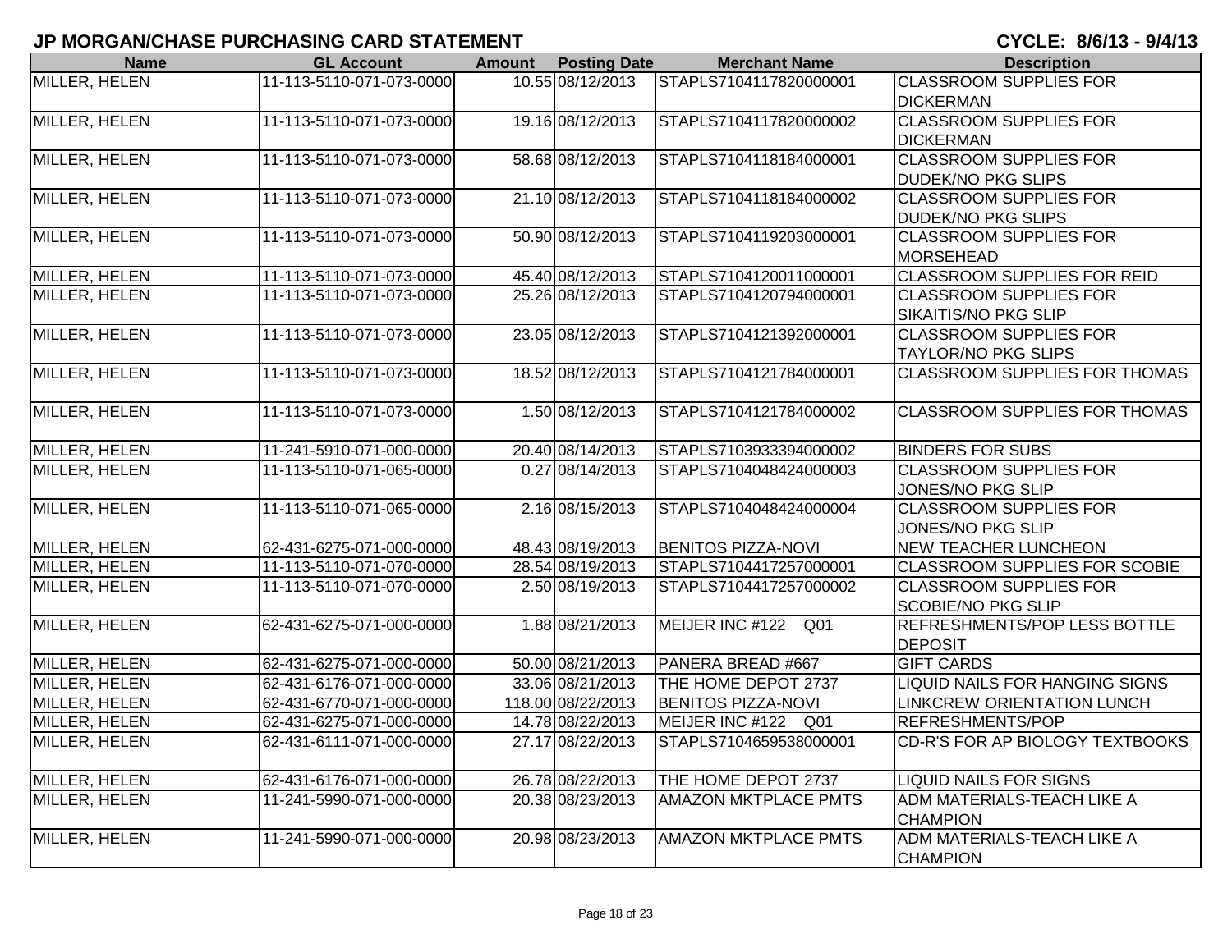# JP MORGAN/CHASE PURCHASING CARD STATEMENT

**CYCLE: 8/6/13 - 9/4/13**

| Name | GL Account | Amount | Posting Date | Merchant Name | Description |
|---|---|---|---|---|---|
| MILLER, HELEN | 11-113-5110-071-073-0000 | 10.55 | 08/12/2013 | STAPLS7104117820000001 | CLASSROOM SUPPLIES FOR DICKERMAN |
| MILLER, HELEN | 11-113-5110-071-073-0000 | 19.16 | 08/12/2013 | STAPLS7104117820000002 | CLASSROOM SUPPLIES FOR DICKERMAN |
| MILLER, HELEN | 11-113-5110-071-073-0000 | 58.68 | 08/12/2013 | STAPLS7104118184000001 | CLASSROOM SUPPLIES FOR DUDEK/NO PKG SLIPS |
| MILLER, HELEN | 11-113-5110-071-073-0000 | 21.10 | 08/12/2013 | STAPLS7104118184000002 | CLASSROOM SUPPLIES FOR DUDEK/NO PKG SLIPS |
| MILLER, HELEN | 11-113-5110-071-073-0000 | 50.90 | 08/12/2013 | STAPLS7104119203000001 | CLASSROOM SUPPLIES FOR MORSEHEAD |
| MILLER, HELEN | 11-113-5110-071-073-0000 | 45.40 | 08/12/2013 | STAPLS7104120011000001 | CLASSROOM SUPPLIES FOR REID |
| MILLER, HELEN | 11-113-5110-071-073-0000 | 25.26 | 08/12/2013 | STAPLS7104120794000001 | CLASSROOM SUPPLIES FOR SIKAITIS/NO PKG SLIP |
| MILLER, HELEN | 11-113-5110-071-073-0000 | 23.05 | 08/12/2013 | STAPLS7104121392000001 | CLASSROOM SUPPLIES FOR TAYLOR/NO PKG SLIPS |
| MILLER, HELEN | 11-113-5110-071-073-0000 | 18.52 | 08/12/2013 | STAPLS7104121784000001 | CLASSROOM SUPPLIES FOR THOMAS |
| MILLER, HELEN | 11-113-5110-071-073-0000 | 1.50 | 08/12/2013 | STAPLS7104121784000002 | CLASSROOM SUPPLIES FOR THOMAS |
| MILLER, HELEN | 11-241-5910-071-000-0000 | 20.40 | 08/14/2013 | STAPLS7103933394000002 | BINDERS FOR SUBS |
| MILLER, HELEN | 11-113-5110-071-065-0000 | 0.27 | 08/14/2013 | STAPLS7104048424000003 | CLASSROOM SUPPLIES FOR JONES/NO PKG SLIP |
| MILLER, HELEN | 11-113-5110-071-065-0000 | 2.16 | 08/15/2013 | STAPLS7104048424000004 | CLASSROOM SUPPLIES FOR JONES/NO PKG SLIP |
| MILLER, HELEN | 62-431-6275-071-000-0000 | 48.43 | 08/19/2013 | BENITOS PIZZA-NOVI | NEW TEACHER LUNCHEON |
| MILLER, HELEN | 11-113-5110-071-070-0000 | 28.54 | 08/19/2013 | STAPLS7104417257000001 | CLASSROOM SUPPLIES FOR SCOBIE |
| MILLER, HELEN | 11-113-5110-071-070-0000 | 2.50 | 08/19/2013 | STAPLS7104417257000002 | CLASSROOM SUPPLIES FOR SCOBIE/NO PKG SLIP |
| MILLER, HELEN | 62-431-6275-071-000-0000 | 1.88 | 08/21/2013 | MEIJER INC #122 Q01 | REFRESHMENTS/POP LESS BOTTLE DEPOSIT |
| MILLER, HELEN | 62-431-6275-071-000-0000 | 50.00 | 08/21/2013 | PANERA BREAD #667 | GIFT CARDS |
| MILLER, HELEN | 62-431-6176-071-000-0000 | 33.06 | 08/21/2013 | THE HOME DEPOT 2737 | LIQUID NAILS FOR HANGING SIGNS |
| MILLER, HELEN | 62-431-6770-071-000-0000 | 118.00 | 08/22/2013 | BENITOS PIZZA-NOVI | LINKCREW ORIENTATION LUNCH |
| MILLER, HELEN | 62-431-6275-071-000-0000 | 14.78 | 08/22/2013 | MEIJER INC #122 Q01 | REFRESHMENTS/POP |
| MILLER, HELEN | 62-431-6111-071-000-0000 | 27.17 | 08/22/2013 | STAPLS7104659538000001 | CD-R'S FOR AP BIOLOGY TEXTBOOKS |
| MILLER, HELEN | 62-431-6176-071-000-0000 | 26.78 | 08/22/2013 | THE HOME DEPOT 2737 | LIQUID NAILS FOR SIGNS |
| MILLER, HELEN | 11-241-5990-071-000-0000 | 20.38 | 08/23/2013 | AMAZON MKTPLACE PMTS | ADM MATERIALS-TEACH LIKE A CHAMPION |
| MILLER, HELEN | 11-241-5990-071-000-0000 | 20.98 | 08/23/2013 | AMAZON MKTPLACE PMTS | ADM MATERIALS-TEACH LIKE A CHAMPION |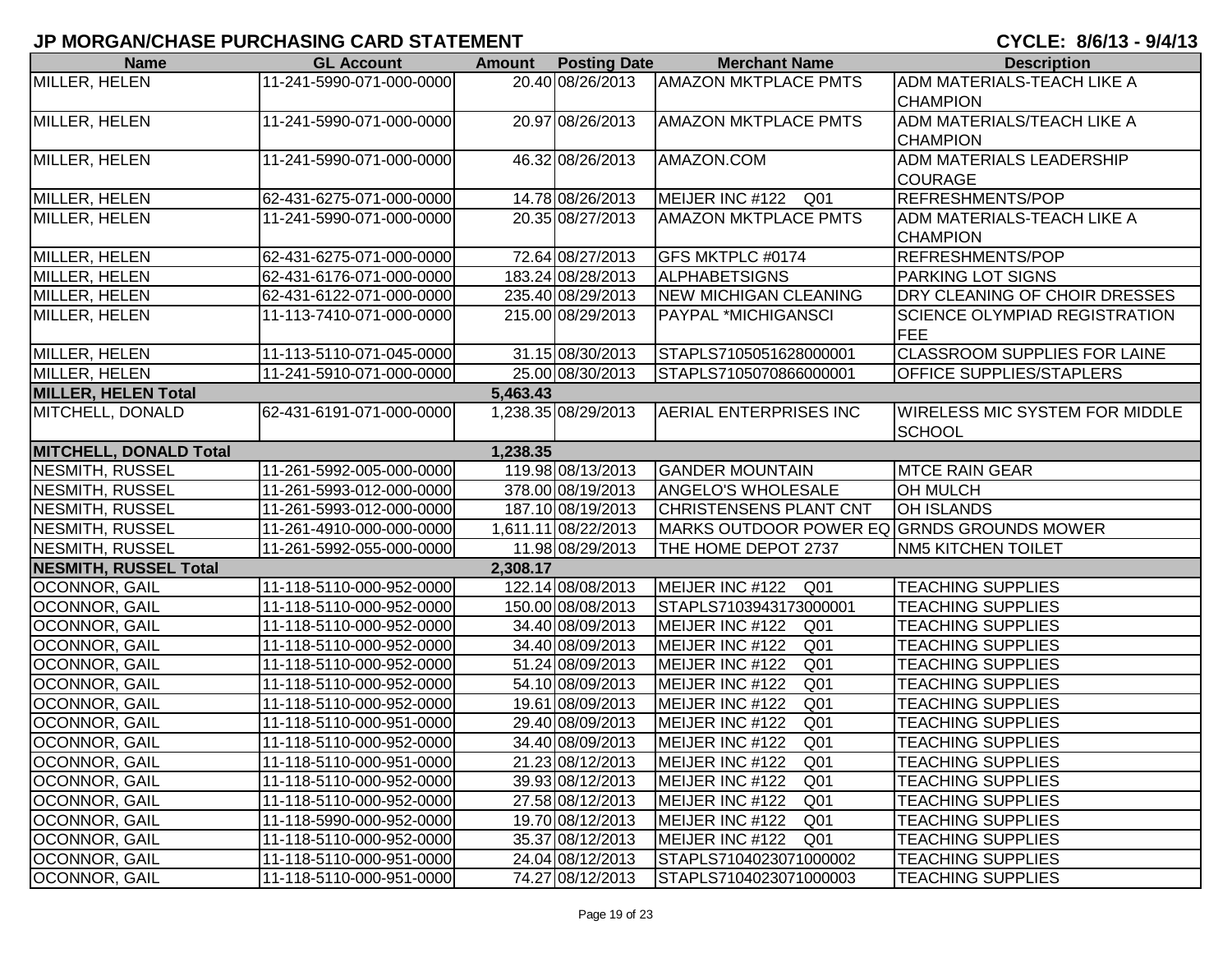# JP MORGAN/CHASE PURCHASING CARD STATEMENT

**CYCLE: 8/6/13 - 9/4/13**

| Name | GL Account | Amount | Posting Date | Merchant Name | Description |
|---|---|---|---|---|---|
| MILLER, HELEN | 11-241-5990-071-000-0000 | 20.40 | 08/26/2013 | AMAZON MKTPLACE PMTS | ADM MATERIALS-TEACH LIKE A CHAMPION |
| MILLER, HELEN | 11-241-5990-071-000-0000 | 20.97 | 08/26/2013 | AMAZON MKTPLACE PMTS | ADM MATERIALS/TEACH LIKE A CHAMPION |
| MILLER, HELEN | 11-241-5990-071-000-0000 | 46.32 | 08/26/2013 | AMAZON.COM | ADM MATERIALS LEADERSHIP COURAGE |
| MILLER, HELEN | 62-431-6275-071-000-0000 | 14.78 | 08/26/2013 | MEIJER INC #122 Q01 | REFRESHMENTS/POP |
| MILLER, HELEN | 11-241-5990-071-000-0000 | 20.35 | 08/27/2013 | AMAZON MKTPLACE PMTS | ADM MATERIALS-TEACH LIKE A CHAMPION |
| MILLER, HELEN | 62-431-6275-071-000-0000 | 72.64 | 08/27/2013 | GFS MKTPLC #0174 | REFRESHMENTS/POP |
| MILLER, HELEN | 62-431-6176-071-000-0000 | 183.24 | 08/28/2013 | ALPHABETSIGNS | PARKING LOT SIGNS |
| MILLER, HELEN | 62-431-6122-071-000-0000 | 235.40 | 08/29/2013 | NEW MICHIGAN CLEANING | DRY CLEANING OF CHOIR DRESSES |
| MILLER, HELEN | 11-113-7410-071-000-0000 | 215.00 | 08/29/2013 | PAYPAL *MICHIGANSCI | SCIENCE OLYMPIAD REGISTRATION FEE |
| MILLER, HELEN | 11-113-5110-071-045-0000 | 31.15 | 08/30/2013 | STAPLS7105051628000001 | CLASSROOM SUPPLIES FOR LAINE |
| MILLER, HELEN | 11-241-5910-071-000-0000 | 25.00 | 08/30/2013 | STAPLS7105070866000001 | OFFICE SUPPLIES/STAPLERS |
| **MILLER, HELEN Total** | | **5,463.43** | | | |
| MITCHELL, DONALD | 62-431-6191-071-000-0000 | 1,238.35 | 08/29/2013 | AERIAL ENTERPRISES INC | WIRELESS MIC SYSTEM FOR MIDDLE SCHOOL |
| **MITCHELL, DONALD Total** | | **1,238.35** | | | |
| NESMITH, RUSSEL | 11-261-5992-005-000-0000 | 119.98 | 08/13/2013 | GANDER MOUNTAIN | MTCE RAIN GEAR |
| NESMITH, RUSSEL | 11-261-5993-012-000-0000 | 378.00 | 08/19/2013 | ANGELO'S WHOLESALE | OH MULCH |
| NESMITH, RUSSEL | 11-261-5993-012-000-0000 | 187.10 | 08/19/2013 | CHRISTENSENS PLANT CNT | OH ISLANDS |
| NESMITH, RUSSEL | 11-261-4910-000-000-0000 | 1,611.11 | 08/22/2013 | MARKS OUTDOOR POWER EQ | GRNDS GROUNDS MOWER |
| NESMITH, RUSSEL | 11-261-5992-055-000-0000 | 11.98 | 08/29/2013 | THE HOME DEPOT 2737 | NM5 KITCHEN TOILET |
| **NESMITH, RUSSEL Total** | | **2,308.17** | | | |
| OCONNOR, GAIL | 11-118-5110-000-952-0000 | 122.14 | 08/08/2013 | MEIJER INC #122 Q01 | TEACHING SUPPLIES |
| OCONNOR, GAIL | 11-118-5110-000-952-0000 | 150.00 | 08/08/2013 | STAPLS7103943173000001 | TEACHING SUPPLIES |
| OCONNOR, GAIL | 11-118-5110-000-952-0000 | 34.40 | 08/09/2013 | MEIJER INC #122 Q01 | TEACHING SUPPLIES |
| OCONNOR, GAIL | 11-118-5110-000-952-0000 | 34.40 | 08/09/2013 | MEIJER INC #122 Q01 | TEACHING SUPPLIES |
| OCONNOR, GAIL | 11-118-5110-000-952-0000 | 51.24 | 08/09/2013 | MEIJER INC #122 Q01 | TEACHING SUPPLIES |
| OCONNOR, GAIL | 11-118-5110-000-952-0000 | 54.10 | 08/09/2013 | MEIJER INC #122 Q01 | TEACHING SUPPLIES |
| OCONNOR, GAIL | 11-118-5110-000-952-0000 | 19.61 | 08/09/2013 | MEIJER INC #122 Q01 | TEACHING SUPPLIES |
| OCONNOR, GAIL | 11-118-5110-000-951-0000 | 29.40 | 08/09/2013 | MEIJER INC #122 Q01 | TEACHING SUPPLIES |
| OCONNOR, GAIL | 11-118-5110-000-952-0000 | 34.40 | 08/09/2013 | MEIJER INC #122 Q01 | TEACHING SUPPLIES |
| OCONNOR, GAIL | 11-118-5110-000-951-0000 | 21.23 | 08/12/2013 | MEIJER INC #122 Q01 | TEACHING SUPPLIES |
| OCONNOR, GAIL | 11-118-5110-000-952-0000 | 39.93 | 08/12/2013 | MEIJER INC #122 Q01 | TEACHING SUPPLIES |
| OCONNOR, GAIL | 11-118-5110-000-952-0000 | 27.58 | 08/12/2013 | MEIJER INC #122 Q01 | TEACHING SUPPLIES |
| OCONNOR, GAIL | 11-118-5990-000-952-0000 | 19.70 | 08/12/2013 | MEIJER INC #122 Q01 | TEACHING SUPPLIES |
| OCONNOR, GAIL | 11-118-5110-000-952-0000 | 35.37 | 08/12/2013 | MEIJER INC #122 Q01 | TEACHING SUPPLIES |
| OCONNOR, GAIL | 11-118-5110-000-951-0000 | 24.04 | 08/12/2013 | STAPLS7104023071000002 | TEACHING SUPPLIES |
| OCONNOR, GAIL | 11-118-5110-000-951-0000 | 74.27 | 08/12/2013 | STAPLS7104023071000003 | TEACHING SUPPLIES |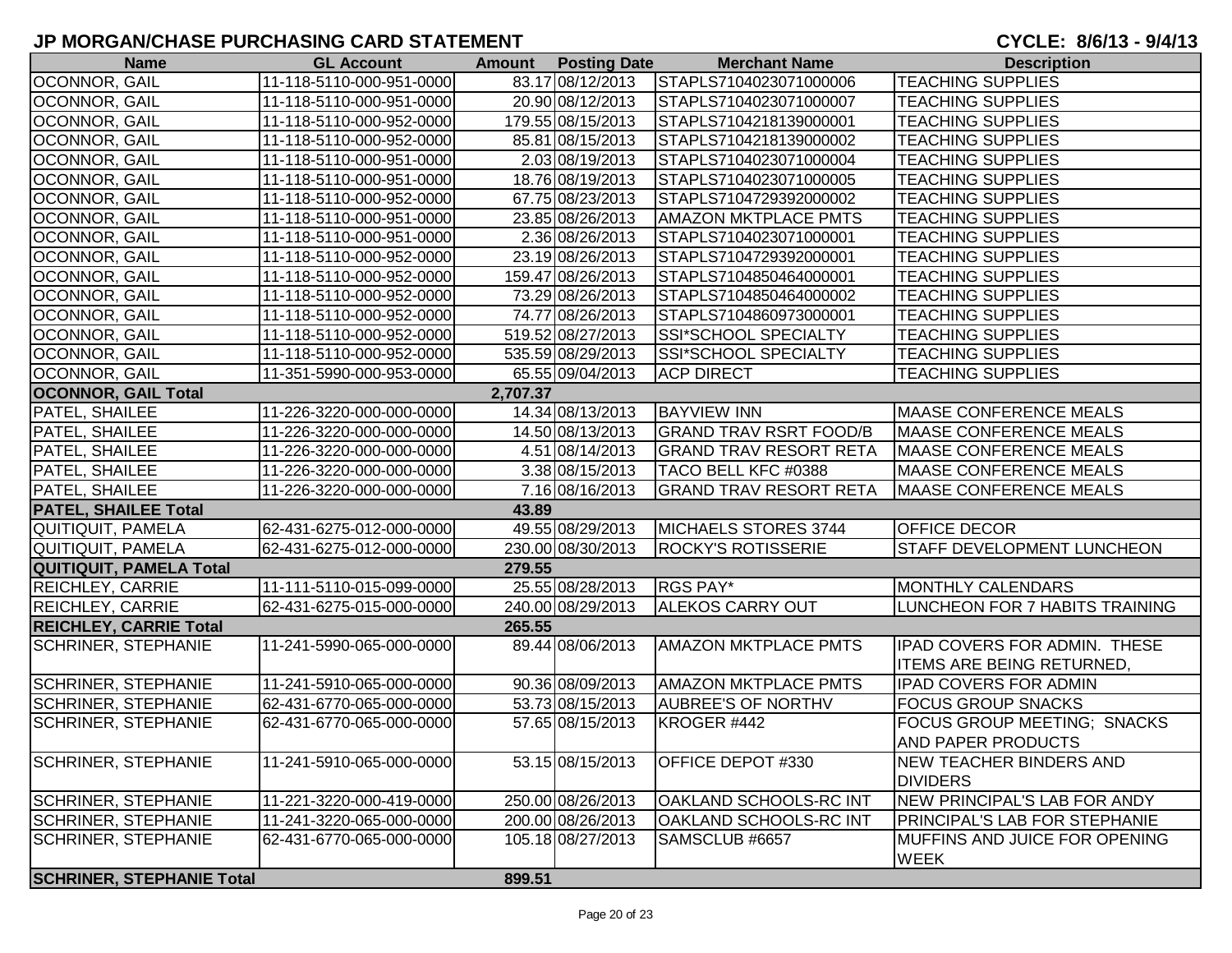# JP MORGAN/CHASE PURCHASING CARD STATEMENT

**CYCLE: 8/6/13 - 9/4/13**

| Name | GL Account | Amount | Posting Date | Merchant Name | Description |
|---|---|---|---|---|---|
| OCONNOR, GAIL | 11-118-5110-000-951-0000 | 83.17 | 08/12/2013 | STAPLS7104023071000006 | TEACHING SUPPLIES |
| OCONNOR, GAIL | 11-118-5110-000-951-0000 | 20.90 | 08/12/2013 | STAPLS7104023071000007 | TEACHING SUPPLIES |
| OCONNOR, GAIL | 11-118-5110-000-952-0000 | 179.55 | 08/15/2013 | STAPLS7104218139000001 | TEACHING SUPPLIES |
| OCONNOR, GAIL | 11-118-5110-000-952-0000 | 85.81 | 08/15/2013 | STAPLS7104218139000002 | TEACHING SUPPLIES |
| OCONNOR, GAIL | 11-118-5110-000-951-0000 | 2.03 | 08/19/2013 | STAPLS7104023071000004 | TEACHING SUPPLIES |
| OCONNOR, GAIL | 11-118-5110-000-951-0000 | 18.76 | 08/19/2013 | STAPLS7104023071000005 | TEACHING SUPPLIES |
| OCONNOR, GAIL | 11-118-5110-000-952-0000 | 67.75 | 08/23/2013 | STAPLS7104729392000002 | TEACHING SUPPLIES |
| OCONNOR, GAIL | 11-118-5110-000-951-0000 | 23.85 | 08/26/2013 | AMAZON MKTPLACE PMTS | TEACHING SUPPLIES |
| OCONNOR, GAIL | 11-118-5110-000-951-0000 | 2.36 | 08/26/2013 | STAPLS7104023071000001 | TEACHING SUPPLIES |
| OCONNOR, GAIL | 11-118-5110-000-952-0000 | 23.19 | 08/26/2013 | STAPLS7104729392000001 | TEACHING SUPPLIES |
| OCONNOR, GAIL | 11-118-5110-000-952-0000 | 159.47 | 08/26/2013 | STAPLS7104850464000001 | TEACHING SUPPLIES |
| OCONNOR, GAIL | 11-118-5110-000-952-0000 | 73.29 | 08/26/2013 | STAPLS7104850464000002 | TEACHING SUPPLIES |
| OCONNOR, GAIL | 11-118-5110-000-952-0000 | 74.77 | 08/26/2013 | STAPLS7104860973000001 | TEACHING SUPPLIES |
| OCONNOR, GAIL | 11-118-5110-000-952-0000 | 519.52 | 08/27/2013 | SSI*SCHOOL SPECIALTY | TEACHING SUPPLIES |
| OCONNOR, GAIL | 11-118-5110-000-952-0000 | 535.59 | 08/29/2013 | SSI*SCHOOL SPECIALTY | TEACHING SUPPLIES |
| OCONNOR, GAIL | 11-351-5990-000-953-0000 | 65.55 | 09/04/2013 | ACP DIRECT | TEACHING SUPPLIES |
| **OCONNOR, GAIL Total** | | **2,707.37** | | | |
| PATEL, SHAILEE | 11-226-3220-000-000-0000 | 14.34 | 08/13/2013 | BAYVIEW INN | MAASE CONFERENCE MEALS |
| PATEL, SHAILEE | 11-226-3220-000-000-0000 | 14.50 | 08/13/2013 | GRAND TRAV RSRT FOOD/B | MAASE CONFERENCE MEALS |
| PATEL, SHAILEE | 11-226-3220-000-000-0000 | 4.51 | 08/14/2013 | GRAND TRAV RESORT RETA | MAASE CONFERENCE MEALS |
| PATEL, SHAILEE | 11-226-3220-000-000-0000 | 3.38 | 08/15/2013 | TACO BELL KFC #0388 | MAASE CONFERENCE MEALS |
| PATEL, SHAILEE | 11-226-3220-000-000-0000 | 7.16 | 08/16/2013 | GRAND TRAV RESORT RETA | MAASE CONFERENCE MEALS |
| **PATEL, SHAILEE Total** | | **43.89** | | | |
| QUITIQUIT, PAMELA | 62-431-6275-012-000-0000 | 49.55 | 08/29/2013 | MICHAELS STORES 3744 | OFFICE DECOR |
| QUITIQUIT, PAMELA | 62-431-6275-012-000-0000 | 230.00 | 08/30/2013 | ROCKY'S ROTISSERIE | STAFF DEVELOPMENT LUNCHEON |
| **QUITIQUIT, PAMELA Total** | | **279.55** | | | |
| REICHLEY, CARRIE | 11-111-5110-015-099-0000 | 25.55 | 08/28/2013 | RGS PAY* | MONTHLY CALENDARS |
| REICHLEY, CARRIE | 62-431-6275-015-000-0000 | 240.00 | 08/29/2013 | ALEKOS CARRY OUT | LUNCHEON FOR 7 HABITS TRAINING |
| **REICHLEY, CARRIE Total** | | **265.55** | | | |
| SCHRINER, STEPHANIE | 11-241-5990-065-000-0000 | 89.44 | 08/06/2013 | AMAZON MKTPLACE PMTS | IPAD COVERS FOR ADMIN. THESE ITEMS ARE BEING RETURNED, |
| SCHRINER, STEPHANIE | 11-241-5910-065-000-0000 | 90.36 | 08/09/2013 | AMAZON MKTPLACE PMTS | IPAD COVERS FOR ADMIN |
| SCHRINER, STEPHANIE | 62-431-6770-065-000-0000 | 53.73 | 08/15/2013 | AUBREE'S OF NORTHV | FOCUS GROUP SNACKS |
| SCHRINER, STEPHANIE | 62-431-6770-065-000-0000 | 57.65 | 08/15/2013 | KROGER #442 | FOCUS GROUP MEETING; SNACKS AND PAPER PRODUCTS |
| SCHRINER, STEPHANIE | 11-241-5910-065-000-0000 | 53.15 | 08/15/2013 | OFFICE DEPOT #330 | NEW TEACHER BINDERS AND DIVIDERS |
| SCHRINER, STEPHANIE | 11-221-3220-000-419-0000 | 250.00 | 08/26/2013 | OAKLAND SCHOOLS-RC INT | NEW PRINCIPAL'S LAB FOR ANDY |
| SCHRINER, STEPHANIE | 11-241-3220-065-000-0000 | 200.00 | 08/26/2013 | OAKLAND SCHOOLS-RC INT | PRINCIPAL'S LAB FOR STEPHANIE |
| SCHRINER, STEPHANIE | 62-431-6770-065-000-0000 | 105.18 | 08/27/2013 | SAMSCLUB #6657 | MUFFINS AND JUICE FOR OPENING WEEK |
| **SCHRINER, STEPHANIE Total** | | **899.51** | | | |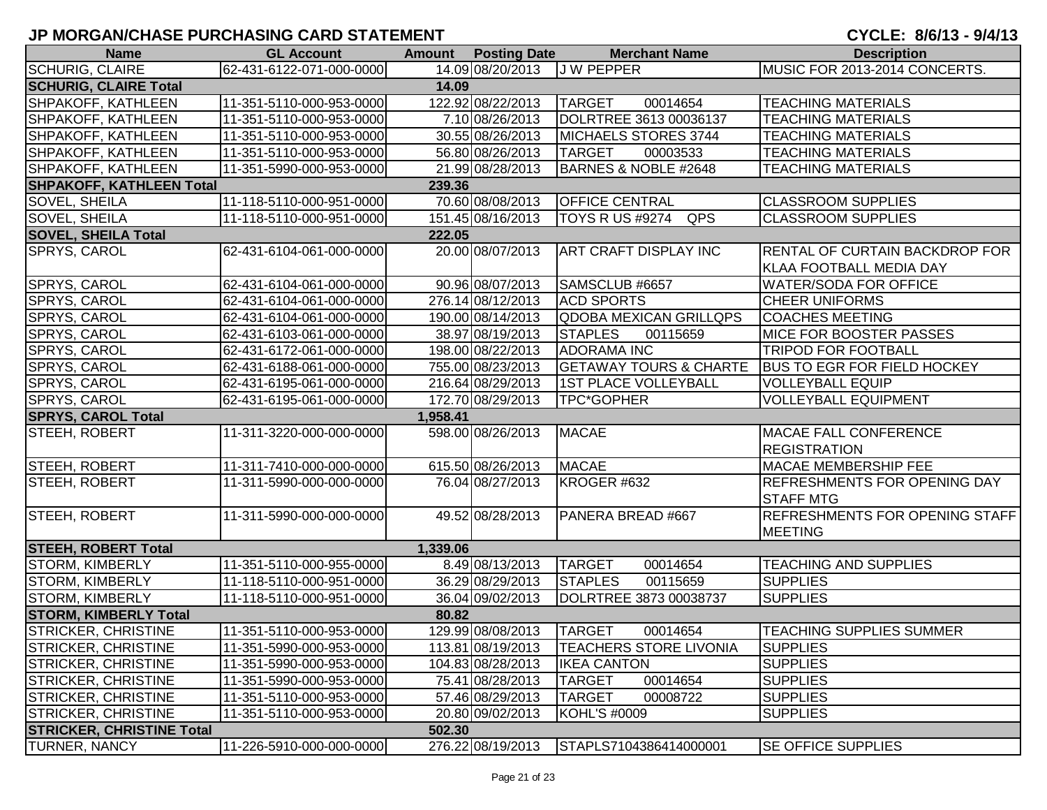# JP MORGAN/CHASE PURCHASING CARD STATEMENT

**CYCLE: 8/6/13 - 9/4/13**

| Name | GL Account | Amount | Posting Date | Merchant Name | Description |
|---|---|---|---|---|---|
| SCHURIG, CLAIRE | 62-431-6122-071-000-0000 | 14.09 | 08/20/2013 | J W PEPPER | MUSIC FOR 2013-2014 CONCERTS. |
| **SCHURIG, CLAIRE Total** | | **14.09** | | | |
| SHPAKOFF, KATHLEEN | 11-351-5110-000-953-0000 | 122.92 | 08/22/2013 | TARGET 00014654 | TEACHING MATERIALS |
| SHPAKOFF, KATHLEEN | 11-351-5110-000-953-0000 | 7.10 | 08/26/2013 | DOLRTREE 3613 00036137 | TEACHING MATERIALS |
| SHPAKOFF, KATHLEEN | 11-351-5110-000-953-0000 | 30.55 | 08/26/2013 | MICHAELS STORES 3744 | TEACHING MATERIALS |
| SHPAKOFF, KATHLEEN | 11-351-5110-000-953-0000 | 56.80 | 08/26/2013 | TARGET 00003533 | TEACHING MATERIALS |
| SHPAKOFF, KATHLEEN | 11-351-5990-000-953-0000 | 21.99 | 08/28/2013 | BARNES & NOBLE #2648 | TEACHING MATERIALS |
| **SHPAKOFF, KATHLEEN Total** | | **239.36** | | | |
| SOVEL, SHEILA | 11-118-5110-000-951-0000 | 70.60 | 08/08/2013 | OFFICE CENTRAL | CLASSROOM SUPPLIES |
| SOVEL, SHEILA | 11-118-5110-000-951-0000 | 151.45 | 08/16/2013 | TOYS R US #9274 QPS | CLASSROOM SUPPLIES |
| **SOVEL, SHEILA Total** | | **222.05** | | | |
| SPRYS, CAROL | 62-431-6104-061-000-0000 | 20.00 | 08/07/2013 | ART CRAFT DISPLAY INC | RENTAL OF CURTAIN BACKDROP FOR KLAA FOOTBALL MEDIA DAY |
| SPRYS, CAROL | 62-431-6104-061-000-0000 | 90.96 | 08/07/2013 | SAMSCLUB #6657 | WATER/SODA FOR OFFICE |
| SPRYS, CAROL | 62-431-6104-061-000-0000 | 276.14 | 08/12/2013 | ACD SPORTS | CHEER UNIFORMS |
| SPRYS, CAROL | 62-431-6104-061-000-0000 | 190.00 | 08/14/2013 | QDOBA MEXICAN GRILLQPS | COACHES MEETING |
| SPRYS, CAROL | 62-431-6103-061-000-0000 | 38.97 | 08/19/2013 | STAPLES 00115659 | MICE FOR BOOSTER PASSES |
| SPRYS, CAROL | 62-431-6172-061-000-0000 | 198.00 | 08/22/2013 | ADORAMA INC | TRIPOD FOR FOOTBALL |
| SPRYS, CAROL | 62-431-6188-061-000-0000 | 755.00 | 08/23/2013 | GETAWAY TOURS & CHARTE | BUS TO EGR FOR FIELD HOCKEY |
| SPRYS, CAROL | 62-431-6195-061-000-0000 | 216.64 | 08/29/2013 | 1ST PLACE VOLLEYBALL | VOLLEYBALL EQUIP |
| SPRYS, CAROL | 62-431-6195-061-000-0000 | 172.70 | 08/29/2013 | TPC*GOPHER | VOLLEYBALL EQUIPMENT |
| **SPRYS, CAROL Total** | | **1,958.41** | | | |
| STEEH, ROBERT | 11-311-3220-000-000-0000 | 598.00 | 08/26/2013 | MACAE | MACAE FALL CONFERENCE REGISTRATION |
| STEEH, ROBERT | 11-311-7410-000-000-0000 | 615.50 | 08/26/2013 | MACAE | MACAE MEMBERSHIP FEE |
| STEEH, ROBERT | 11-311-5990-000-000-0000 | 76.04 | 08/27/2013 | KROGER #632 | REFRESHMENTS FOR OPENING DAY STAFF MTG |
| STEEH, ROBERT | 11-311-5990-000-000-0000 | 49.52 | 08/28/2013 | PANERA BREAD #667 | REFRESHMENTS FOR OPENING STAFF MEETING |
| **STEEH, ROBERT Total** | | **1,339.06** | | | |
| STORM, KIMBERLY | 11-351-5110-000-955-0000 | 8.49 | 08/13/2013 | TARGET 00014654 | TEACHING AND SUPPLIES |
| STORM, KIMBERLY | 11-118-5110-000-951-0000 | 36.29 | 08/29/2013 | STAPLES 00115659 | SUPPLIES |
| STORM, KIMBERLY | 11-118-5110-000-951-0000 | 36.04 | 09/02/2013 | DOLRTREE 3873 00038737 | SUPPLIES |
| **STORM, KIMBERLY Total** | | **80.82** | | | |
| STRICKER, CHRISTINE | 11-351-5110-000-953-0000 | 129.99 | 08/08/2013 | TARGET 00014654 | TEACHING SUPPLIES SUMMER |
| STRICKER, CHRISTINE | 11-351-5990-000-953-0000 | 113.81 | 08/19/2013 | TEACHERS STORE LIVONIA | SUPPLIES |
| STRICKER, CHRISTINE | 11-351-5990-000-953-0000 | 104.83 | 08/28/2013 | IKEA CANTON | SUPPLIES |
| STRICKER, CHRISTINE | 11-351-5990-000-953-0000 | 75.41 | 08/28/2013 | TARGET 00014654 | SUPPLIES |
| STRICKER, CHRISTINE | 11-351-5110-000-953-0000 | 57.46 | 08/29/2013 | TARGET 00008722 | SUPPLIES |
| STRICKER, CHRISTINE | 11-351-5110-000-953-0000 | 20.80 | 09/02/2013 | KOHL'S #0009 | SUPPLIES |
| **STRICKER, CHRISTINE Total** | | **502.30** | | | |
| TURNER, NANCY | 11-226-5910-000-000-0000 | 276.22 | 08/19/2013 | STAPLS7104386414000001 | SE OFFICE SUPPLIES |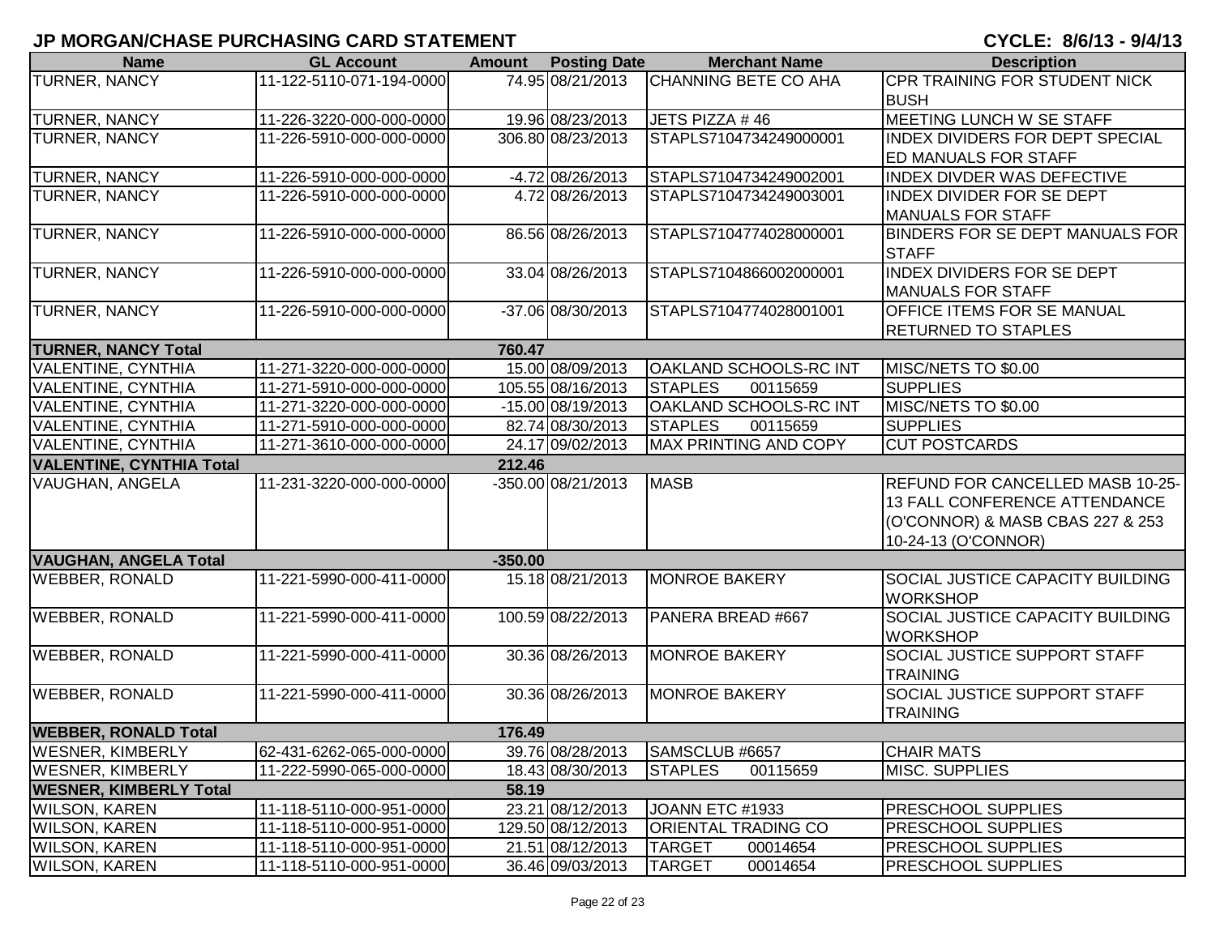## JP MORGAN/CHASE PURCHASING CARD STATEMENT

**CYCLE: 8/6/13 - 9/4/13**

| Name | GL Account | Amount | Posting Date | Merchant Name | Description |
|---|---|---|---|---|---|
| TURNER, NANCY | 11-122-5110-071-194-0000 | 74.95 | 08/21/2013 | CHANNING BETE CO AHA | CPR TRAINING FOR STUDENT NICK BUSH |
| TURNER, NANCY | 11-226-3220-000-000-0000 | 19.96 | 08/23/2013 | JETS PIZZA # 46 | MEETING LUNCH W SE STAFF |
| TURNER, NANCY | 11-226-5910-000-000-0000 | 306.80 | 08/23/2013 | STAPLS7104734249000001 | INDEX DIVIDERS FOR DEPT SPECIAL ED MANUALS FOR STAFF |
| TURNER, NANCY | 11-226-5910-000-000-0000 | -4.72 | 08/26/2013 | STAPLS7104734249002001 | INDEX DIVDER WAS DEFECTIVE |
| TURNER, NANCY | 11-226-5910-000-000-0000 | 4.72 | 08/26/2013 | STAPLS7104734249003001 | INDEX DIVIDER FOR SE DEPT MANUALS FOR STAFF |
| TURNER, NANCY | 11-226-5910-000-000-0000 | 86.56 | 08/26/2013 | STAPLS7104774028000001 | BINDERS FOR SE DEPT MANUALS FOR STAFF |
| TURNER, NANCY | 11-226-5910-000-000-0000 | 33.04 | 08/26/2013 | STAPLS7104866002000001 | INDEX DIVIDERS FOR SE DEPT MANUALS FOR STAFF |
| TURNER, NANCY | 11-226-5910-000-000-0000 | -37.06 | 08/30/2013 | STAPLS7104774028001001 | OFFICE ITEMS FOR SE MANUAL RETURNED TO STAPLES |
| **TURNER, NANCY Total** | | **760.47** | | | |
| VALENTINE, CYNTHIA | 11-271-3220-000-000-0000 | 15.00 | 08/09/2013 | OAKLAND SCHOOLS-RC INT | MISC/NETS TO $0.00 |
| VALENTINE, CYNTHIA | 11-271-5910-000-000-0000 | 105.55 | 08/16/2013 | STAPLES 00115659 | SUPPLIES |
| VALENTINE, CYNTHIA | 11-271-3220-000-000-0000 | -15.00 | 08/19/2013 | OAKLAND SCHOOLS-RC INT | MISC/NETS TO $0.00 |
| VALENTINE, CYNTHIA | 11-271-5910-000-000-0000 | 82.74 | 08/30/2013 | STAPLES 00115659 | SUPPLIES |
| VALENTINE, CYNTHIA | 11-271-3610-000-000-0000 | 24.17 | 09/02/2013 | MAX PRINTING AND COPY | CUT POSTCARDS |
| **VALENTINE, CYNTHIA Total** | | **212.46** | | | |
| VAUGHAN, ANGELA | 11-231-3220-000-000-0000 | -350.00 | 08/21/2013 | MASB | REFUND FOR CANCELLED MASB 10-25-13 FALL CONFERENCE ATTENDANCE (O'CONNOR) & MASB CBAS 227 & 253 10-24-13 (O'CONNOR) |
| **VAUGHAN, ANGELA Total** | | **-350.00** | | | |
| WEBBER, RONALD | 11-221-5990-000-411-0000 | 15.18 | 08/21/2013 | MONROE BAKERY | SOCIAL JUSTICE CAPACITY BUILDING WORKSHOP |
| WEBBER, RONALD | 11-221-5990-000-411-0000 | 100.59 | 08/22/2013 | PANERA BREAD #667 | SOCIAL JUSTICE CAPACITY BUILDING WORKSHOP |
| WEBBER, RONALD | 11-221-5990-000-411-0000 | 30.36 | 08/26/2013 | MONROE BAKERY | SOCIAL JUSTICE SUPPORT STAFF TRAINING |
| WEBBER, RONALD | 11-221-5990-000-411-0000 | 30.36 | 08/26/2013 | MONROE BAKERY | SOCIAL JUSTICE SUPPORT STAFF TRAINING |
| **WEBBER, RONALD Total** | | **176.49** | | | |
| WESNER, KIMBERLY | 62-431-6262-065-000-0000 | 39.76 | 08/28/2013 | SAMSCLUB #6657 | CHAIR MATS |
| WESNER, KIMBERLY | 11-222-5990-065-000-0000 | 18.43 | 08/30/2013 | STAPLES 00115659 | MISC. SUPPLIES |
| **WESNER, KIMBERLY Total** | | **58.19** | | | |
| WILSON, KAREN | 11-118-5110-000-951-0000 | 23.21 | 08/12/2013 | JOANN ETC #1933 | PRESCHOOL SUPPLIES |
| WILSON, KAREN | 11-118-5110-000-951-0000 | 129.50 | 08/12/2013 | ORIENTAL TRADING CO | PRESCHOOL SUPPLIES |
| WILSON, KAREN | 11-118-5110-000-951-0000 | 21.51 | 08/12/2013 | TARGET 00014654 | PRESCHOOL SUPPLIES |
| WILSON, KAREN | 11-118-5110-000-951-0000 | 36.46 | 09/03/2013 | TARGET 00014654 | PRESCHOOL SUPPLIES |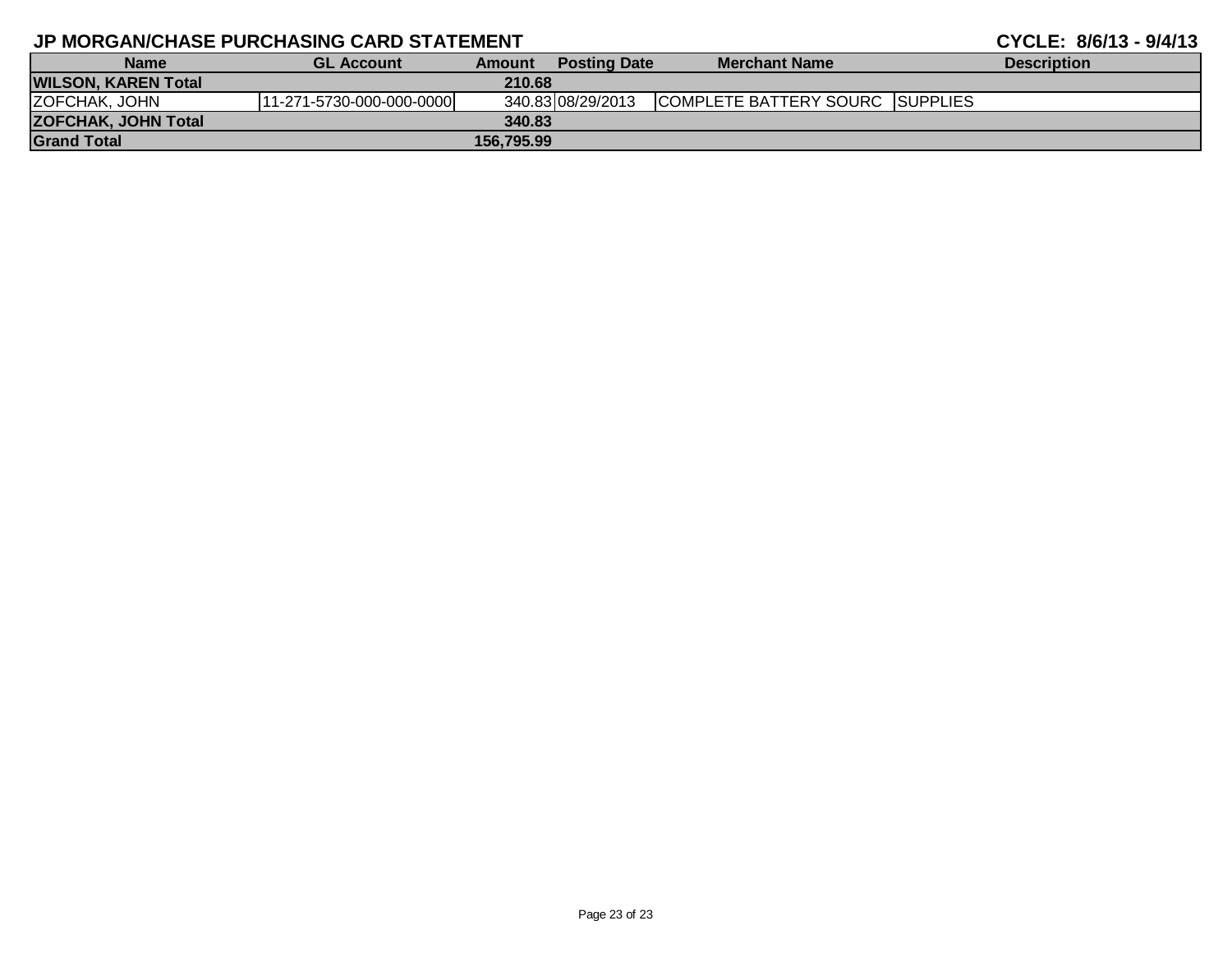## JP MORGAN/CHASE PURCHASING CARD STATEMENT

**CYCLE: 8/6/13 - 9/4/13**

| Name | GL Account | Amount | Posting Date | Merchant Name | Description |
|---|---|---|---|---|---|
| **WILSON, KAREN Total** | | **210.68** | | | |
| ZOFCHAK, JOHN | 11-271-5730-000-000-0000 | 340.83 | 08/29/2013 | COMPLETE BATTERY SOURC | SUPPLIES |
| **ZOFCHAK, JOHN Total** | | **340.83** | | | |
| **Grand Total** | | **156,795.99** | | | |